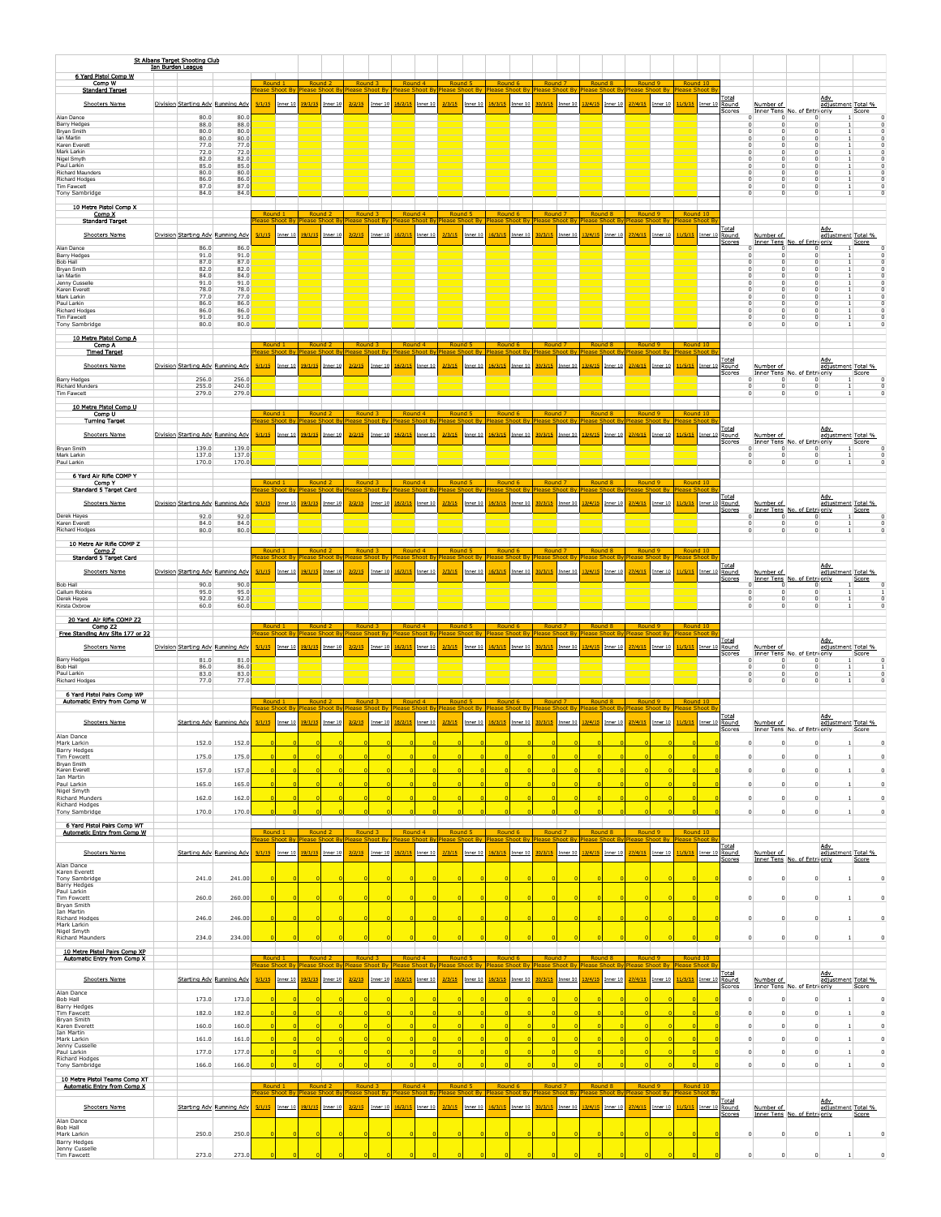**St Albans Target Shooting Club**
**Ian Burden League**

## 6 Yard Pistol Comp W

Comp W
Standard Target

| Shooters Name | Division | Starting Adv | Running Adv | Round 1<br>Please Shoot By | | Round 2<br>Please Shoot By | | Round 3<br>Please Shoot By | | Round 4<br>Please Shoot By | | Round 5<br>Please Shoot By | | Round 6<br>Please Shoot By | | Round 7<br>Please Shoot By | | Round 8<br>Please Shoot By | | Round 9<br>Please Shoot By | | Round 10<br>Please Shoot By | | Total Round Scores | Number of Inner Tens | No. of Entries only | Adv adjustment | Total % Score |
|---|---|---|---|---|---|---|---|---|---|---|---|---|---|---|---|---|---|---|---|---|---|---|---|---|---|---|---|---|
| | | | | 5/1/15 | Inner 10 | 19/1/15 | Inner 10 | 2/2/15 | Inner 10 | 16/2/15 | Inner 10 | 2/3/15 | Inner 10 | 16/3/15 | Inner 10 | 30/3/15 | Inner 10 | 13/4/15 | Inner 10 | 27/4/15 | Inner 10 | 11/5/15 | Inner 10 | | | | | |
| Alan Dance | | 80.0 | 80.0 | | | | | | | | | | | | | | | | | | | | | 0 | 0 | 0 | 1 | 0 |
| Barry Hedges | | 88.0 | 88.0 | | | | | | | | | | | | | | | | | | | | | 0 | 0 | 0 | 1 | 0 |
| Bryan Smith | | 80.0 | 80.0 | | | | | | | | | | | | | | | | | | | | | 0 | 0 | 0 | 1 | 0 |
| Ian Martin | | 80.0 | 80.0 | | | | | | | | | | | | | | | | | | | | | 0 | 0 | 0 | 1 | 0 |
| Karen Everett | | 77.0 | 77.0 | | | | | | | | | | | | | | | | | | | | | 0 | 0 | 0 | 1 | 0 |
| Mark Larkin | | 72.0 | 72.0 | | | | | | | | | | | | | | | | | | | | | 0 | 0 | 0 | 1 | 0 |
| Nigel Smyth | | 82.0 | 82.0 | | | | | | | | | | | | | | | | | | | | | 0 | 0 | 0 | 1 | 0 |
| Paul Larkin | | 85.0 | 85.0 | | | | | | | | | | | | | | | | | | | | | 0 | 0 | 0 | 1 | 0 |
| Richard Maunders | | 80.0 | 80.0 | | | | | | | | | | | | | | | | | | | | | 0 | 0 | 0 | 1 | 0 |
| Richard Hodges | | 86.0 | 86.0 | | | | | | | | | | | | | | | | | | | | | 0 | 0 | 0 | 1 | 0 |
| Tim Fawcett | | 87.0 | 87.0 | | | | | | | | | | | | | | | | | | | | | 0 | 0 | 0 | 1 | 0 |
| Tony Sambridge | | 84.0 | 84.0 | | | | | | | | | | | | | | | | | | | | | 0 | 0 | 0 | 1 | 0 |

## 10 Metre Pistol Comp X

Comp X
Standard Target

| Shooters Name | Division | Starting Adv | Running Adv | Round 1<br>Please Shoot By | | Round 2<br>Please Shoot By | | Round 3<br>Please Shoot By | | Round 4<br>Please Shoot By | | Round 5<br>Please Shoot By | | Round 6<br>Please Shoot By | | Round 7<br>Please Shoot By | | Round 8<br>Please Shoot By | | Round 9<br>Please Shoot By | | Round 10<br>Please Shoot By | | Total Round Scores | Number of Inner Tens | No. of Entries only | Adv adjustment | Total % Score |
|---|---|---|---|---|---|---|---|---|---|---|---|---|---|---|---|---|---|---|---|---|---|---|---|---|---|---|---|---|
| | | | | 5/1/15 | Inner 10 | 19/1/15 | Inner 10 | 2/2/15 | Inner 10 | 16/2/15 | Inner 10 | 2/3/15 | Inner 10 | 16/3/15 | Inner 10 | 30/3/15 | Inner 10 | 13/4/15 | Inner 10 | 27/4/15 | Inner 10 | 11/5/15 | Inner 10 | | | | | |
| Alan Dance | | 86.0 | 86.0 | | | | | | | | | | | | | | | | | | | | | 0 | 0 | 0 | 1 | 0 |
| Barry Hedges | | 91.0 | 91.0 | | | | | | | | | | | | | | | | | | | | | 0 | 0 | 0 | 1 | 0 |
| Bob Hall | | 87.0 | 87.0 | | | | | | | | | | | | | | | | | | | | | 0 | 0 | 0 | 1 | 0 |
| Bryan Smith | | 82.0 | 82.0 | | | | | | | | | | | | | | | | | | | | | 0 | 0 | 0 | 1 | 0 |
| Ian Martin | | 84.0 | 84.0 | | | | | | | | | | | | | | | | | | | | | 0 | 0 | 0 | 1 | 0 |
| Jenny Cusselle | | 91.0 | 91.0 | | | | | | | | | | | | | | | | | | | | | 0 | 0 | 0 | 1 | 0 |
| Karen Everett | | 78.0 | 78.0 | | | | | | | | | | | | | | | | | | | | | 0 | 0 | 0 | 1 | 0 |
| Mark Larkin | | 77.0 | 77.0 | | | | | | | | | | | | | | | | | | | | | 0 | 0 | 0 | 1 | 0 |
| Paul Larkin | | 86.0 | 86.0 | | | | | | | | | | | | | | | | | | | | | 0 | 0 | 0 | 1 | 0 |
| Richard Hodges | | 86.0 | 86.0 | | | | | | | | | | | | | | | | | | | | | 0 | 0 | 0 | 1 | 0 |
| Tim Fawcett | | 91.0 | 91.0 | | | | | | | | | | | | | | | | | | | | | 0 | 0 | 0 | 1 | 0 |
| Tony Sambridge | | 80.0 | 80.0 | | | | | | | | | | | | | | | | | | | | | 0 | 0 | 0 | 1 | 0 |

## 10 Metre Pistol Comp A

Comp A
Timed Target

| Shooters Name | Division | Starting Adv | Running Adv | Round 1<br>Please Shoot By | | Round 2<br>Please Shoot By | | Round 3<br>Please Shoot By | | Round 4<br>Please Shoot By | | Round 5<br>Please Shoot By | | Round 6<br>Please Shoot By | | Round 7<br>Please Shoot By | | Round 8<br>Please Shoot By | | Round 9<br>Please Shoot By | | Round 10<br>Please Shoot By | | Total Round Scores | Number of Inner Tens | No. of Entries only | Adv adjustment | Total % Score |
|---|---|---|---|---|---|---|---|---|---|---|---|---|---|---|---|---|---|---|---|---|---|---|---|---|---|---|---|---|
| | | | | 5/1/15 | Inner 10 | 19/1/15 | Inner 10 | 2/2/15 | Inner 10 | 16/2/15 | Inner 10 | 2/3/15 | Inner 10 | 16/3/15 | Inner 10 | 30/3/15 | Inner 10 | 13/4/15 | Inner 10 | 27/4/15 | Inner 10 | 11/5/15 | Inner 10 | | | | | |
| Barry Hedges | | 256.0 | 256.0 | | | | | | | | | | | | | | | | | | | | | 0 | 0 | 0 | 1 | 0 |
| Richard Munders | | 255.0 | 240.0 | | | | | | | | | | | | | | | | | | | | | 0 | 0 | 0 | 1 | 0 |
| Tim Fawcett | | 279.0 | 279.0 | | | | | | | | | | | | | | | | | | | | | 0 | 0 | 0 | 1 | 0 |

## 10 Metre Pistol Comp U

Comp U
Turning Target

| Shooters Name | Division | Starting Adv | Running Adv | Round 1<br>Please Shoot By | | Round 2<br>Please Shoot By | | Round 3<br>Please Shoot By | | Round 4<br>Please Shoot By | | Round 5<br>Please Shoot By | | Round 6<br>Please Shoot By | | Round 7<br>Please Shoot By | | Round 8<br>Please Shoot By | | Round 9<br>Please Shoot By | | Round 10<br>Please Shoot By | | Total Round Scores | Number of Inner Tens | No. of Entries only | Adv adjustment | Total % Score |
|---|---|---|---|---|---|---|---|---|---|---|---|---|---|---|---|---|---|---|---|---|---|---|---|---|---|---|---|---|
| | | | | 5/1/15 | Inner 10 | 19/1/15 | Inner 10 | 2/2/15 | Inner 10 | 16/2/15 | Inner 10 | 2/3/15 | Inner 10 | 16/3/15 | Inner 10 | 30/3/15 | Inner 10 | 13/4/15 | Inner 10 | 27/4/15 | Inner 10 | 11/5/15 | Inner 10 | | | | | |
| Bryan Smith | | 139.0 | 139.0 | | | | | | | | | | | | | | | | | | | | | 0 | 0 | 0 | 1 | 0 |
| Mark Larkin | | 137.0 | 137.0 | | | | | | | | | | | | | | | | | | | | | 0 | 0 | 0 | 1 | 0 |
| Paul Larkin | | 170.0 | 170.0 | | | | | | | | | | | | | | | | | | | | | 0 | 0 | 0 | 1 | 0 |

## 6 Yard Air Rifle COMP Y

Comp Y
Standard 5 Target Card

| Shooters Name | Division | Starting Adv | Running Adv | Round 1<br>Please Shoot By | | Round 2<br>Please Shoot By | | Round 3<br>Please Shoot By | | Round 4<br>Please Shoot By | | Round 5<br>Please Shoot By | | Round 6<br>Please Shoot By | | Round 7<br>Please Shoot By | | Round 8<br>Please Shoot By | | Round 9<br>Please Shoot By | | Round 10<br>Please Shoot By | | Total Round Scores | Number of Inner Tens | No. of Entries only | Adv adjustment | Total % Score |
|---|---|---|---|---|---|---|---|---|---|---|---|---|---|---|---|---|---|---|---|---|---|---|---|---|---|---|---|---|
| | | | | 5/1/15 | Inner 10 | 19/1/15 | Inner 10 | 2/2/15 | Inner 10 | 16/2/15 | Inner 10 | 2/3/15 | Inner 10 | 16/3/15 | Inner 10 | 30/3/15 | Inner 10 | 13/4/15 | Inner 10 | 27/4/15 | Inner 10 | 11/5/15 | Inner 10 | | | | | |
| Derek Hayes | | 92.0 | 92.0 | | | | | | | | | | | | | | | | | | | | | 0 | 0 | 0 | 1 | 0 |
| Karen Everett | | 84.0 | 84.0 | | | | | | | | | | | | | | | | | | | | | 0 | 0 | 0 | 1 | 0 |
| Richard Hodges | | 80.0 | 80.0 | | | | | | | | | | | | | | | | | | | | | 0 | 0 | 0 | 1 | 0 |

## 10 Metre Air Rifle COMP Z

Comp Z
Standard 5 Target Card

| Shooters Name | Division | Starting Adv | Running Adv | Round 1<br>Please Shoot By | | Round 2<br>Please Shoot By | | Round 3<br>Please Shoot By | | Round 4<br>Please Shoot By | | Round 5<br>Please Shoot By | | Round 6<br>Please Shoot By | | Round 7<br>Please Shoot By | | Round 8<br>Please Shoot By | | Round 9<br>Please Shoot By | | Round 10<br>Please Shoot By | | Total Round Scores | Number of Inner Tens | No. of Entries only | Adv adjustment | Total % Score |
|---|---|---|---|---|---|---|---|---|---|---|---|---|---|---|---|---|---|---|---|---|---|---|---|---|---|---|---|---|
| | | | | 5/1/15 | Inner 10 | 19/1/15 | Inner 10 | 2/2/15 | Inner 10 | 16/2/15 | Inner 10 | 2/3/15 | Inner 10 | 16/3/15 | Inner 10 | 30/3/15 | Inner 10 | 13/4/15 | Inner 10 | 27/4/15 | Inner 10 | 11/5/15 | Inner 10 | | | | | |
| Bob Hall | | 90.0 | 90.0 | | | | | | | | | | | | | | | | | | | | | 0 | 0 | 0 | 1 | 0 |
| Callum Robins | | 95.0 | 95.0 | | | | | | | | | | | | | | | | | | | | | 0 | 0 | 0 | 1 | 1 |
| Derek Hayes | | 92.0 | 92.0 | | | | | | | | | | | | | | | | | | | | | 0 | 0 | 0 | 1 | 0 |
| Kirsta Oxbrow | | 60.0 | 60.0 | | | | | | | | | | | | | | | | | | | | | 0 | 0 | 0 | 1 | 0 |

## 20 Yard Air Rifle COMP Z2

Comp Z2
Free Standing Any Site 177 or 22

| Shooters Name | Division | Starting Adv | Running Adv | Round 1<br>Please Shoot By | | Round 2<br>Please Shoot By | | Round 3<br>Please Shoot By | | Round 4<br>Please Shoot By | | Round 5<br>Please Shoot By | | Round 6<br>Please Shoot By | | Round 7<br>Please Shoot By | | Round 8<br>Please Shoot By | | Round 9<br>Please Shoot By | | Round 10<br>Please Shoot By | | Total Round Scores | Number of Inner Tens | No. of Entries only | Adv adjustment | Total % Score |
|---|---|---|---|---|---|---|---|---|---|---|---|---|---|---|---|---|---|---|---|---|---|---|---|---|---|---|---|---|
| | | | | 5/1/15 | Inner 10 | 19/1/15 | Inner 10 | 2/2/15 | Inner 10 | 16/2/15 | Inner 10 | 2/3/15 | Inner 10 | 16/3/15 | Inner 10 | 30/3/15 | Inner 10 | 13/4/15 | Inner 10 | 27/4/15 | Inner 10 | 11/5/15 | Inner 10 | | | | | |
| Barry Hedges | | 81.0 | 81.0 | | | | | | | | | | | | | | | | | | | | | 0 | 0 | 0 | 1 | 0 |
| Bob Hall | | 86.0 | 86.0 | | | | | | | | | | | | | | | | | | | | | 0 | 0 | 0 | 1 | 1 |
| Paul Larkin | | 83.0 | 83.0 | | | | | | | | | | | | | | | | | | | | | 0 | 0 | 0 | 1 | 0 |
| Richard Hodges | | 77.0 | 77.0 | | | | | | | | | | | | | | | | | | | | | 0 | 0 | 0 | 1 | 0 |

## 6 Yard Pistol Pairs Comp WP

Automatic Entry from Comp W

| Shooters Name | Starting Adv | Running Adv | Round 1<br>Please Shoot By | | Round 2<br>Please Shoot By | | Round 3<br>Please Shoot By | | Round 4<br>Please Shoot By | | Round 5<br>Please Shoot By | | Round 6<br>Please Shoot By | | Round 7<br>Please Shoot By | | Round 8<br>Please Shoot By | | Round 9<br>Please Shoot By | | Round 10<br>Please Shoot By | | Total Round Scores | Number of Inner Tens | No. of Entries only | Adv adjustment | Total % Score |
|---|---|---|---|---|---|---|---|---|---|---|---|---|---|---|---|---|---|---|---|---|---|---|---|---|---|---|---|
| | | | 5/1/15 | Inner 10 | 19/1/15 | Inner 10 | 2/2/15 | Inner 10 | 16/2/15 | Inner 10 | 2/3/15 | Inner 10 | 16/3/15 | Inner 10 | 30/3/15 | Inner 10 | 13/4/15 | Inner 10 | 27/4/15 | Inner 10 | 11/5/15 | Inner 10 | | | | | |
| Alan Dance<br>Mark Larkin | 152.0 | 152.0 | 0 | 0 | 0 | 0 | 0 | 0 | 0 | 0 | 0 | 0 | 0 | 0 | 0 | 0 | 0 | 0 | 0 | 0 | 0 | 0 | 0 | 0 | 0 | 1 | 0 |
| Barry Hedges<br>Tim Fowcett | 175.0 | 175.0 | 0 | 0 | 0 | 0 | 0 | 0 | 0 | 0 | 0 | 0 | 0 | 0 | 0 | 0 | 0 | 0 | 0 | 0 | 0 | 0 | 0 | 0 | 0 | 1 | 0 |
| Bryan Smith<br>Karen Everett | 157.0 | 157.0 | 0 | 0 | 0 | 0 | 0 | 0 | 0 | 0 | 0 | 0 | 0 | 0 | 0 | 0 | 0 | 0 | 0 | 0 | 0 | 0 | 0 | 0 | 0 | 1 | 0 |
| Ian Martin<br>Paul Larkin | 165.0 | 165.0 | 0 | 0 | 0 | 0 | 0 | 0 | 0 | 0 | 0 | 0 | 0 | 0 | 0 | 0 | 0 | 0 | 0 | 0 | 0 | 0 | 0 | 0 | 0 | 1 | 0 |
| Nigel Smyth<br>Richard Munders | 162.0 | 162.0 | 0 | 0 | 0 | 0 | 0 | 0 | 0 | 0 | 0 | 0 | 0 | 0 | 0 | 0 | 0 | 0 | 0 | 0 | 0 | 0 | 0 | 0 | 0 | 1 | 0 |
| Richard Hodges<br>Tony Sambridge | 170.0 | 170.0 | 0 | 0 | 0 | 0 | 0 | 0 | 0 | 0 | 0 | 0 | 0 | 0 | 0 | 0 | 0 | 0 | 0 | 0 | 0 | 0 | 0 | 0 | 0 | 1 | 0 |

## 6 Yard Pistol Pairs Comp WT

Automatic Entry from Comp W

| Shooters Name | Starting Adv | Running Adv | Round 1<br>Please Shoot By | | Round 2<br>Please Shoot By | | Round 3<br>Please Shoot By | | Round 4<br>Please Shoot By | | Round 5<br>Please Shoot By | | Round 6<br>Please Shoot By | | Round 7<br>Please Shoot By | | Round 8<br>Please Shoot By | | Round 9<br>Please Shoot By | | Round 10<br>Please Shoot By | | Total Round Scores | Number of Inner Tens | No. of Entries only | Adv adjustment | Total % Score |
|---|---|---|---|---|---|---|---|---|---|---|---|---|---|---|---|---|---|---|---|---|---|---|---|---|---|---|---|
| | | | 5/1/15 | Inner 10 | 19/1/15 | Inner 10 | 2/2/15 | Inner 10 | 16/2/15 | Inner 10 | 2/3/15 | Inner 10 | 16/3/15 | Inner 10 | 30/3/15 | Inner 10 | 13/4/15 | Inner 10 | 27/4/15 | Inner 10 | 11/5/15 | Inner 10 | | | | | |
| Alan Dance<br>Karen Everett<br>Tony Sambridge | 241.0 | 241.00 | 0 | 0 | 0 | 0 | 0 | 0 | 0 | 0 | 0 | 0 | 0 | 0 | 0 | 0 | 0 | 0 | 0 | 0 | 0 | 0 | 0 | 0 | 0 | 1 | 0 |
| Barry Hedges<br>Paul Larkin<br>Tim Fowcett | 260.0 | 260.00 | 0 | 0 | 0 | 0 | 0 | 0 | 0 | 0 | 0 | 0 | 0 | 0 | 0 | 0 | 0 | 0 | 0 | 0 | 0 | 0 | 0 | 0 | 0 | 1 | 0 |
| Bryan Smith<br>Ian Martin<br>Richard Hodges | 246.0 | 246.00 | 0 | 0 | 0 | 0 | 0 | 0 | 0 | 0 | 0 | 0 | 0 | 0 | 0 | 0 | 0 | 0 | 0 | 0 | 0 | 0 | 0 | 0 | 0 | 1 | 0 |
| Mark Larkin<br>Nigel Smyth<br>Richard Maunders | 234.0 | 234.00 | 0 | 0 | 0 | 0 | 0 | 0 | 0 | 0 | 0 | 0 | 0 | 0 | 0 | 0 | 0 | 0 | 0 | 0 | 0 | 0 | 0 | 0 | 0 | 1 | 0 |

## 10 Metre Pistol Pairs Comp XP

Automatic Entry from Comp X

| Shooters Name | Starting Adv | Running Adv | Round 1<br>Please Shoot By | | Round 2<br>Please Shoot By | | Round 3<br>Please Shoot By | | Round 4<br>Please Shoot By | | Round 5<br>Please Shoot By | | Round 6<br>Please Shoot By | | Round 7<br>Please Shoot By | | Round 8<br>Please Shoot By | | Round 9<br>Please Shoot By | | Round 10<br>Please Shoot By | | Total Round Scores | Number of Inner Tens | No. of Entries only | Adv adjustment | Total % Score |
|---|---|---|---|---|---|---|---|---|---|---|---|---|---|---|---|---|---|---|---|---|---|---|---|---|---|---|---|
| | | | 5/1/15 | Inner 10 | 19/1/15 | Inner 10 | 2/2/15 | Inner 10 | 16/2/15 | Inner 10 | 2/3/15 | Inner 10 | 16/3/15 | Inner 10 | 30/3/15 | Inner 10 | 13/4/15 | Inner 10 | 27/4/15 | Inner 10 | 11/5/15 | Inner 10 | | | | | |
| Alan Dance<br>Bob Hall | 173.0 | 173.0 | 0 | 0 | 0 | 0 | 0 | 0 | 0 | 0 | 0 | 0 | 0 | 0 | 0 | 0 | 0 | 0 | 0 | 0 | 0 | 0 | 0 | 0 | 0 | 1 | 0 |
| Barry Hedges<br>Tim Fowcett | 182.0 | 182.0 | 0 | 0 | 0 | 0 | 0 | 0 | 0 | 0 | 0 | 0 | 0 | 0 | 0 | 0 | 0 | 0 | 0 | 0 | 0 | 0 | 0 | 0 | 0 | 1 | 0 |
| Bryan Smith<br>Karen Everett | 160.0 | 160.0 | 0 | 0 | 0 | 0 | 0 | 0 | 0 | 0 | 0 | 0 | 0 | 0 | 0 | 0 | 0 | 0 | 0 | 0 | 0 | 0 | 0 | 0 | 0 | 1 | 0 |
| Ian Martin<br>Mark Larkin | 161.0 | 161.0 | 0 | 0 | 0 | 0 | 0 | 0 | 0 | 0 | 0 | 0 | 0 | 0 | 0 | 0 | 0 | 0 | 0 | 0 | 0 | 0 | 0 | 0 | 0 | 1 | 0 |
| Jenny Cusselle<br>Paul Larkin | 177.0 | 177.0 | 0 | 0 | 0 | 0 | 0 | 0 | 0 | 0 | 0 | 0 | 0 | 0 | 0 | 0 | 0 | 0 | 0 | 0 | 0 | 0 | 0 | 0 | 0 | 1 | 0 |
| Richard Hodges<br>Tony Sambridge | 166.0 | 166.0 | 0 | 0 | 0 | 0 | 0 | 0 | 0 | 0 | 0 | 0 | 0 | 0 | 0 | 0 | 0 | 0 | 0 | 0 | 0 | 0 | 0 | 0 | 0 | 1 | 0 |

## 10 Metre Pistol Teams Comp XT

Automatic Entry from Comp X

| Shooters Name | Starting Adv | Running Adv | Round 1<br>Please Shoot By | | Round 2<br>Please Shoot By | | Round 3<br>Please Shoot By | | Round 4<br>Please Shoot By | | Round 5<br>Please Shoot By | | Round 6<br>Please Shoot By | | Round 7<br>Please Shoot By | | Round 8<br>Please Shoot By | | Round 9<br>Please Shoot By | | Round 10<br>Please Shoot By | | Total Round Scores | Number of Inner Tens | No. of Entries only | Adv adjustment | Total % Score |
|---|---|---|---|---|---|---|---|---|---|---|---|---|---|---|---|---|---|---|---|---|---|---|---|---|---|---|---|
| | | | 5/1/15 | Inner 10 | 19/1/15 | Inner 10 | 2/2/15 | Inner 10 | 16/2/15 | Inner 10 | 2/3/15 | Inner 10 | 16/3/15 | Inner 10 | 30/3/15 | Inner 10 | 13/4/15 | Inner 10 | 27/4/15 | Inner 10 | 11/5/15 | Inner 10 | | | | | |
| Alan Dance<br>Bob Hall<br>Mark Larkin | 250.0 | 250.0 | 0 | 0 | 0 | 0 | 0 | 0 | 0 | 0 | 0 | 0 | 0 | 0 | 0 | 0 | 0 | 0 | 0 | 0 | 0 | 0 | 0 | 0 | 0 | 1 | 0 |
| Barry Hedges<br>Jenny Cusselle<br>Tim Fawcett | 273.0 | 273.0 | 0 | 0 | 0 | 0 | 0 | 0 | 0 | 0 | 0 | 0 | 0 | 0 | 0 | 0 | 0 | 0 | 0 | 0 | 0 | 0 | 0 | 0 | 0 | 1 | 0 |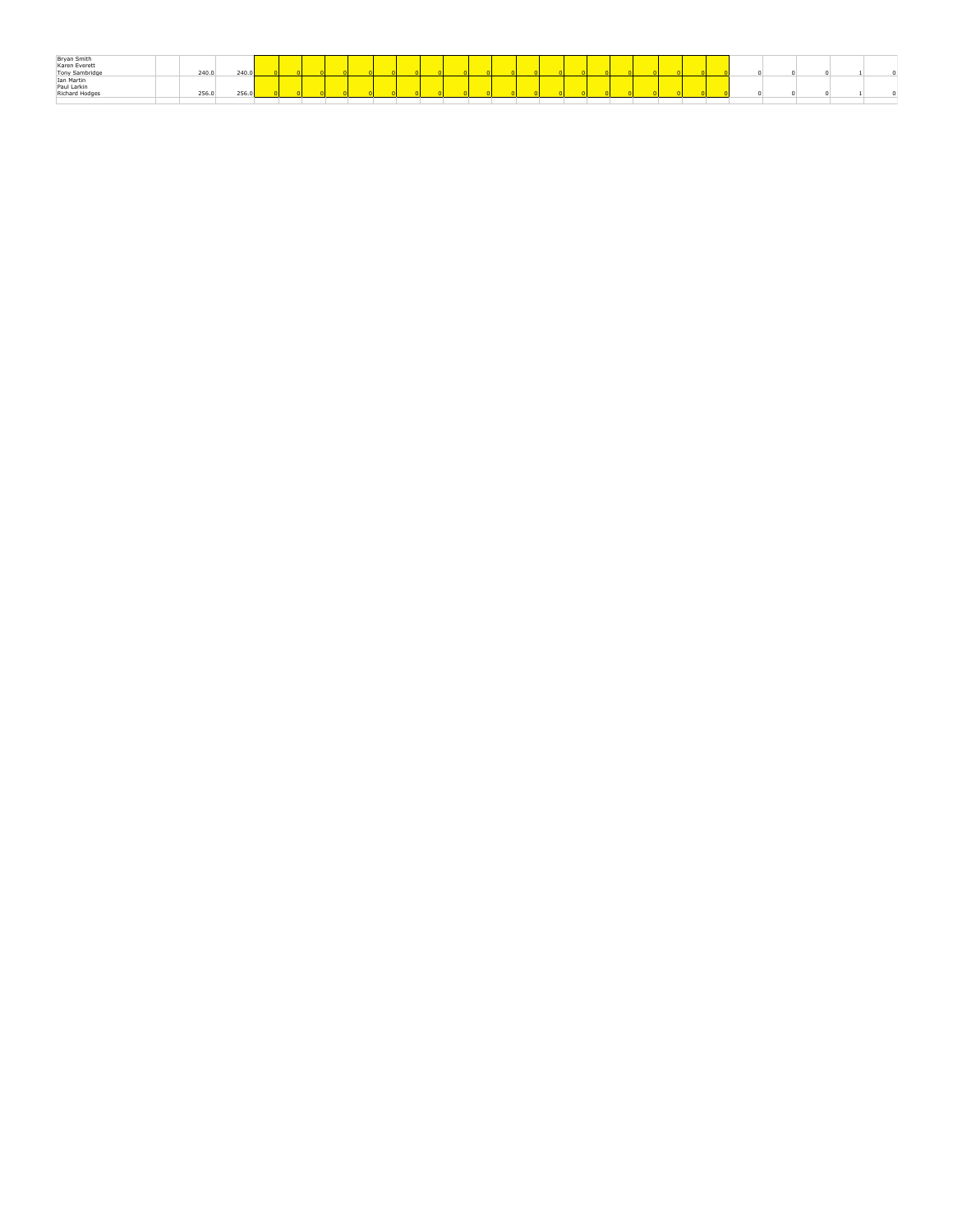| | | | | | | | | | | | | | | | | | | | | | | | | | | | | | |
|---|---|---|---|---|---|---|---|---|---|---|---|---|---|---|---|---|---|---|---|---|---|---|---|---|---|---|---|---|---|
| Bryan Smith<br>Karen Everett<br>Tony Sambridge | | 240.0 | 240.0 | 0 | 0 | 0 | 0 | 0 | 0 | 0 | 0 | 0 | 0 | 0 | 0 | 0 | 0 | 0 | 0 | 0 | 0 | 0 | 0 | 0 | 0 | 0 | 0 | 1 | 0 |
| Ian Martin<br>Paul Larkin<br>Richard Hodges | | 256.0 | 256.0 | 0 | 0 | 0 | 0 | 0 | 0 | 0 | 0 | 0 | 0 | 0 | 0 | 0 | 0 | 0 | 0 | 0 | 0 | 0 | 0 | 0 | 0 | 0 | 0 | 1 | 0 |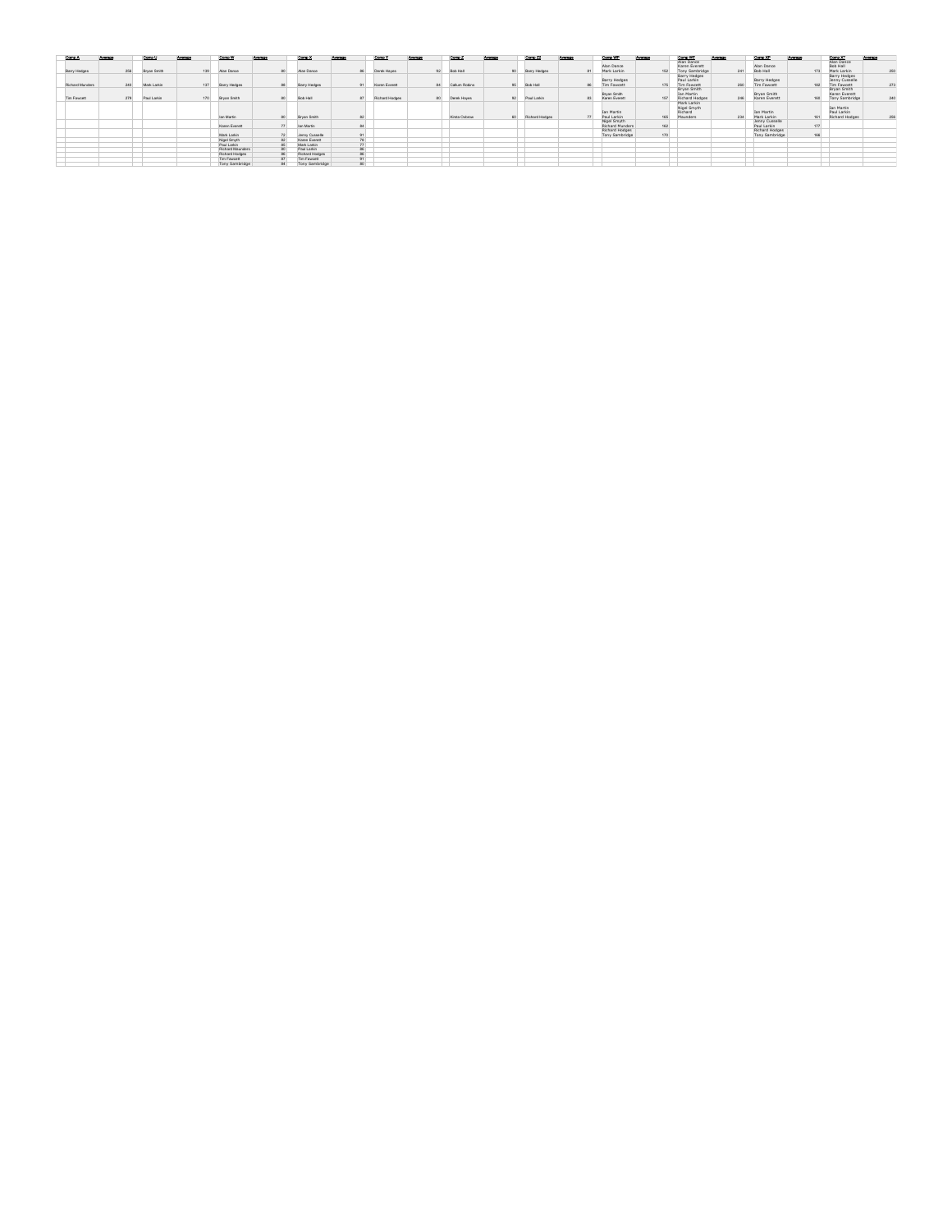| Comp A | Average | Comp U | Average | Comp W | Average | Comp X | Average | Comp Y | Average | Comp Z | Average | Comp ZZ | Average | Comp WP | Average | Comp WT | Average | Comp XP | Average | Comp XT | Average |
|---|---|---|---|---|---|---|---|---|---|---|---|---|---|---|---|---|---|---|---|---|---|
| Barry Hedges | 256 | Bryan Smith | 139 | Alan Dance | 80 | Alan Dance | 86 | Derek Hayes | 92 | Bob Hall | 90 | Barry Hedges | 81 | Alan Dance<br>Mark Larkin | 152 | Alan Dance<br>Karen Everett<br>Tony Sambridge | 241 | Alan Dance<br>Bob Hall | 173 | Alan Dance<br>Bob Hall<br>Mark Larkin | 250 |
| Richard Maunders | 240 | Mark Larkin | 137 | Barry Hedges | 88 | Barry Hedges | 91 | Karen Everett | 84 | Callum Robins | 95 | Bob Hall | 86 | Barry Hedges<br>Tim Fawcett | 175 | Barry Hedges<br>Paul Larkin<br>Tim Fawcett | 260 | Barry Hedges<br>Tim Fawcett | 182 | Barry Hedges<br>Jenny Cusselle<br>Tim Fawcett | 273 |
| Tim Fawcett | 276 | Paul Larkin | 170 | Bryan Smith | 80 | Bob Hall | 87 | Richard Hodges | 80 | Derek Hayes | 92 | Paul Larkin | 83 | Bryan Smith<br>Karen Everett | 157 | Bryan Smith<br>Ian Martin<br>Richard Hodges | 246 | Bryan Smith<br>Karen Everett | 168 | Bryan Smith<br>Karen Everett<br>Tony Sambridge | 243 |
| | | | | Ian Martin | 80 | Bryan Smith | 82 | | | Krista Osbone | 80 | Richard Hodges | 77 | Ian Martin<br>Paul Larkin | 165 | Mark Larkin<br>Nigel Smyth<br>Richard Maunders | 234 | Ian Martin<br>Mark Larkin | 161 | Ian Martin<br>Paul Larkin<br>Richard Hodges | 256 |
| | | | | Karen Everett | 77 | Ian Martin | 84 | | | | | | | Nigel Smyth<br>Richard Maunders | 162 | | | Jenny Cusselle<br>Paul Larkin | 177 | | |
| | | | | Mark Larkin | 72 | Jenny Cusselle | 91 | | | | | | | Richard Hodges<br>Tony Sambridge | 170 | | | Richard Hodges<br>Tony Sambridge | 166 | | |
| | | | | Nigel Smyth | 82 | Karen Everett | 78 | | | | | | | | | | | | | | |
| | | | | Paul Larkin | 85 | Mark Larkin | 77 | | | | | | | | | | | | | | |
| | | | | Richard Maunders | 80 | Paul Larkin | 86 | | | | | | | | | | | | | | |
| | | | | Richard Hodges | 86 | Richard Hodges | 86 | | | | | | | | | | | | | | |
| | | | | Tim Fawcett | 87 | Tim Fawcett | 91 | | | | | | | | | | | | | | |
| | | | | Tony Sambridge | 84 | Tony Sambridge | 80 | | | | | | | | | | | | | | |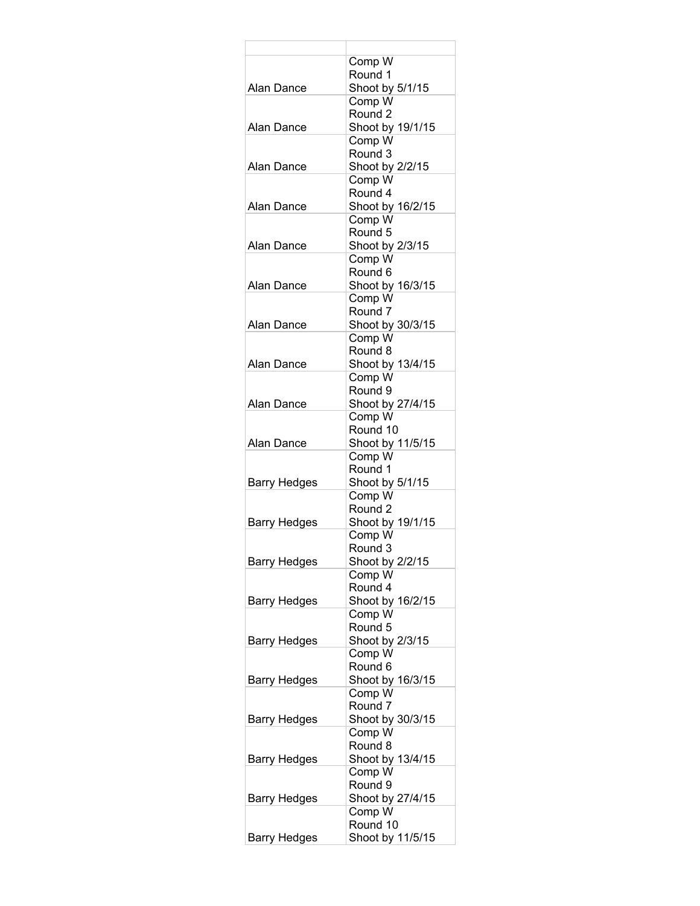| | |
|---|---|
| Alan Dance | Comp W<br>Round 1<br>Shoot by 5/1/15 |
| Alan Dance | Comp W<br>Round 2<br>Shoot by 19/1/15 |
| Alan Dance | Comp W<br>Round 3<br>Shoot by 2/2/15 |
| Alan Dance | Comp W<br>Round 4<br>Shoot by 16/2/15 |
| Alan Dance | Comp W<br>Round 5<br>Shoot by 2/3/15 |
| Alan Dance | Comp W<br>Round 6<br>Shoot by 16/3/15 |
| Alan Dance | Comp W<br>Round 7<br>Shoot by 30/3/15 |
| Alan Dance | Comp W<br>Round 8<br>Shoot by 13/4/15 |
| Alan Dance | Comp W<br>Round 9<br>Shoot by 27/4/15 |
| Alan Dance | Comp W<br>Round 10<br>Shoot by 11/5/15 |
| Barry Hedges | Comp W<br>Round 1<br>Shoot by 5/1/15 |
| Barry Hedges | Comp W<br>Round 2<br>Shoot by 19/1/15 |
| Barry Hedges | Comp W<br>Round 3<br>Shoot by 2/2/15 |
| Barry Hedges | Comp W<br>Round 4<br>Shoot by 16/2/15 |
| Barry Hedges | Comp W<br>Round 5<br>Shoot by 2/3/15 |
| Barry Hedges | Comp W<br>Round 6<br>Shoot by 16/3/15 |
| Barry Hedges | Comp W<br>Round 7<br>Shoot by 30/3/15 |
| Barry Hedges | Comp W<br>Round 8<br>Shoot by 13/4/15 |
| Barry Hedges | Comp W<br>Round 9<br>Shoot by 27/4/15 |
| Barry Hedges | Comp W<br>Round 10<br>Shoot by 11/5/15 |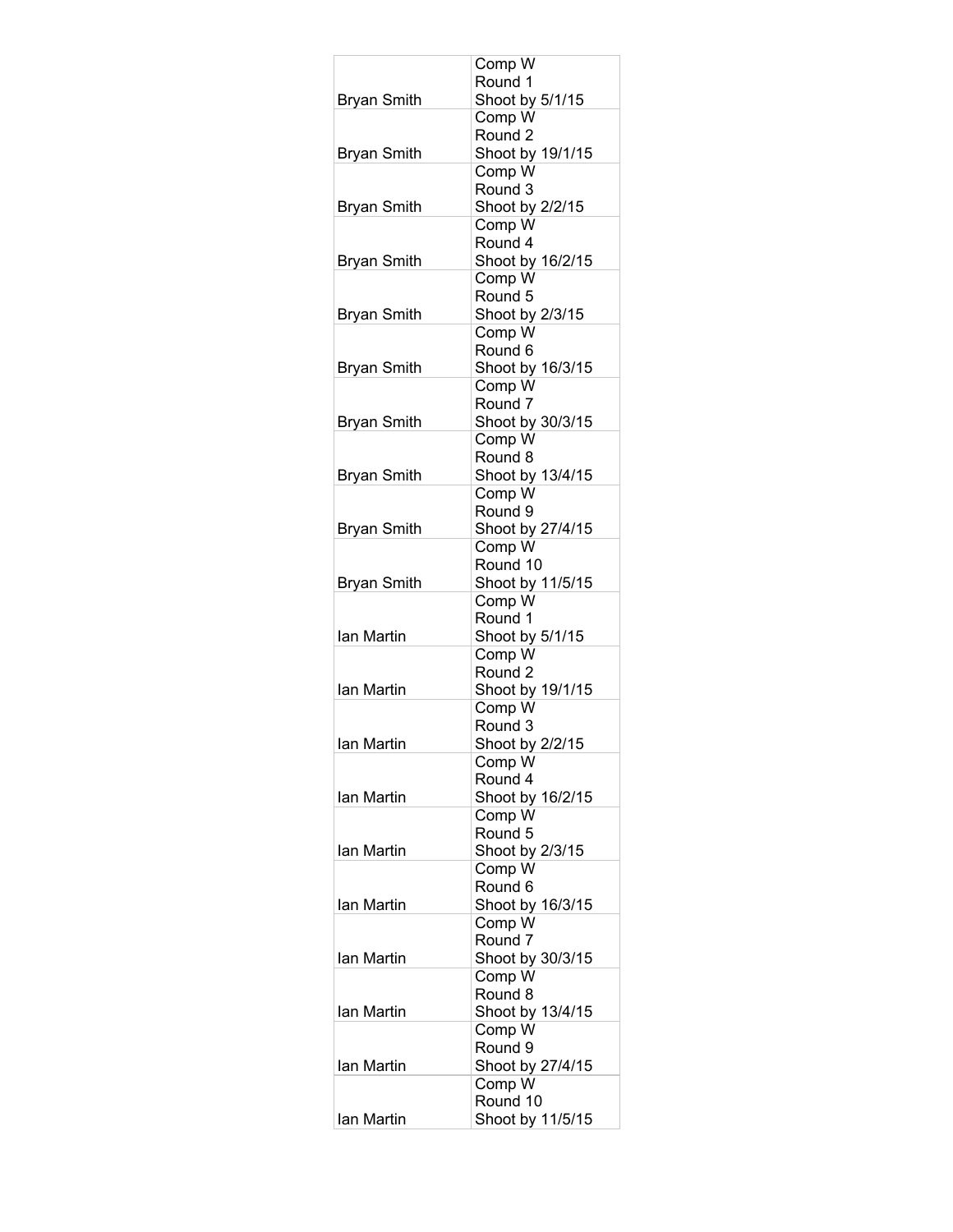| | |
|---|---|
| Bryan Smith | Comp W<br>Round 1<br>Shoot by 5/1/15 |
| Bryan Smith | Comp W<br>Round 2<br>Shoot by 19/1/15 |
| Bryan Smith | Comp W<br>Round 3<br>Shoot by 2/2/15 |
| Bryan Smith | Comp W<br>Round 4<br>Shoot by 16/2/15 |
| Bryan Smith | Comp W<br>Round 5<br>Shoot by 2/3/15 |
| Bryan Smith | Comp W<br>Round 6<br>Shoot by 16/3/15 |
| Bryan Smith | Comp W<br>Round 7<br>Shoot by 30/3/15 |
| Bryan Smith | Comp W<br>Round 8<br>Shoot by 13/4/15 |
| Bryan Smith | Comp W<br>Round 9<br>Shoot by 27/4/15 |
| Bryan Smith | Comp W<br>Round 10<br>Shoot by 11/5/15 |
| Ian Martin | Comp W<br>Round 1<br>Shoot by 5/1/15 |
| Ian Martin | Comp W<br>Round 2<br>Shoot by 19/1/15 |
| Ian Martin | Comp W<br>Round 3<br>Shoot by 2/2/15 |
| Ian Martin | Comp W<br>Round 4<br>Shoot by 16/2/15 |
| Ian Martin | Comp W<br>Round 5<br>Shoot by 2/3/15 |
| Ian Martin | Comp W<br>Round 6<br>Shoot by 16/3/15 |
| Ian Martin | Comp W<br>Round 7<br>Shoot by 30/3/15 |
| Ian Martin | Comp W<br>Round 8<br>Shoot by 13/4/15 |
| Ian Martin | Comp W<br>Round 9<br>Shoot by 27/4/15 |
| Ian Martin | Comp W<br>Round 10<br>Shoot by 11/5/15 |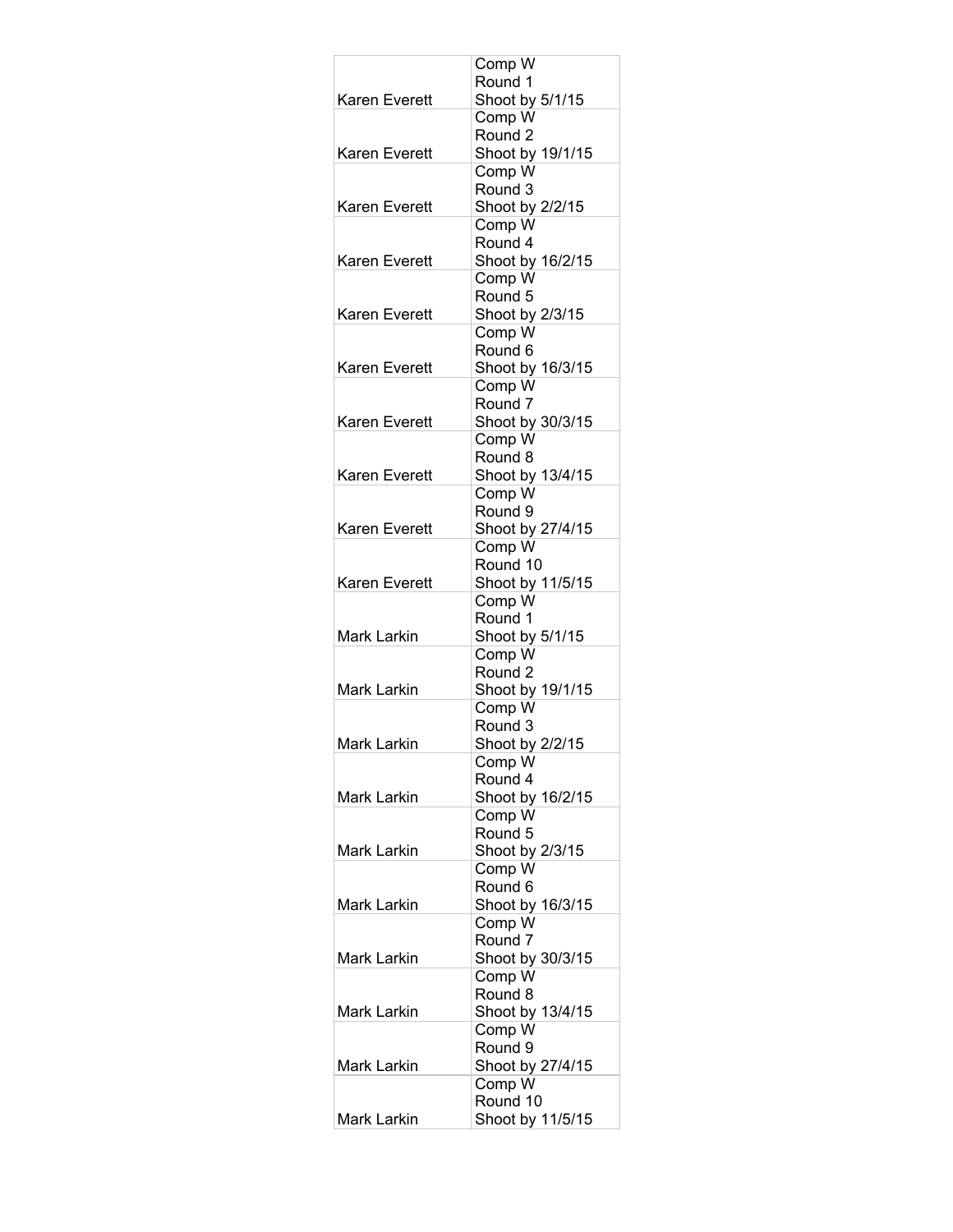| | |
|---|---|
| Karen Everett | Comp W<br>Round 1<br>Shoot by 5/1/15 |
| Karen Everett | Comp W<br>Round 2<br>Shoot by 19/1/15 |
| Karen Everett | Comp W<br>Round 3<br>Shoot by 2/2/15 |
| Karen Everett | Comp W<br>Round 4<br>Shoot by 16/2/15 |
| Karen Everett | Comp W<br>Round 5<br>Shoot by 2/3/15 |
| Karen Everett | Comp W<br>Round 6<br>Shoot by 16/3/15 |
| Karen Everett | Comp W<br>Round 7<br>Shoot by 30/3/15 |
| Karen Everett | Comp W<br>Round 8<br>Shoot by 13/4/15 |
| Karen Everett | Comp W<br>Round 9<br>Shoot by 27/4/15 |
| Karen Everett | Comp W<br>Round 10<br>Shoot by 11/5/15 |
| Mark Larkin | Comp W<br>Round 1<br>Shoot by 5/1/15 |
| Mark Larkin | Comp W<br>Round 2<br>Shoot by 19/1/15 |
| Mark Larkin | Comp W<br>Round 3<br>Shoot by 2/2/15 |
| Mark Larkin | Comp W<br>Round 4<br>Shoot by 16/2/15 |
| Mark Larkin | Comp W<br>Round 5<br>Shoot by 2/3/15 |
| Mark Larkin | Comp W<br>Round 6<br>Shoot by 16/3/15 |
| Mark Larkin | Comp W<br>Round 7<br>Shoot by 30/3/15 |
| Mark Larkin | Comp W<br>Round 8<br>Shoot by 13/4/15 |
| Mark Larkin | Comp W<br>Round 9<br>Shoot by 27/4/15 |
| Mark Larkin | Comp W<br>Round 10<br>Shoot by 11/5/15 |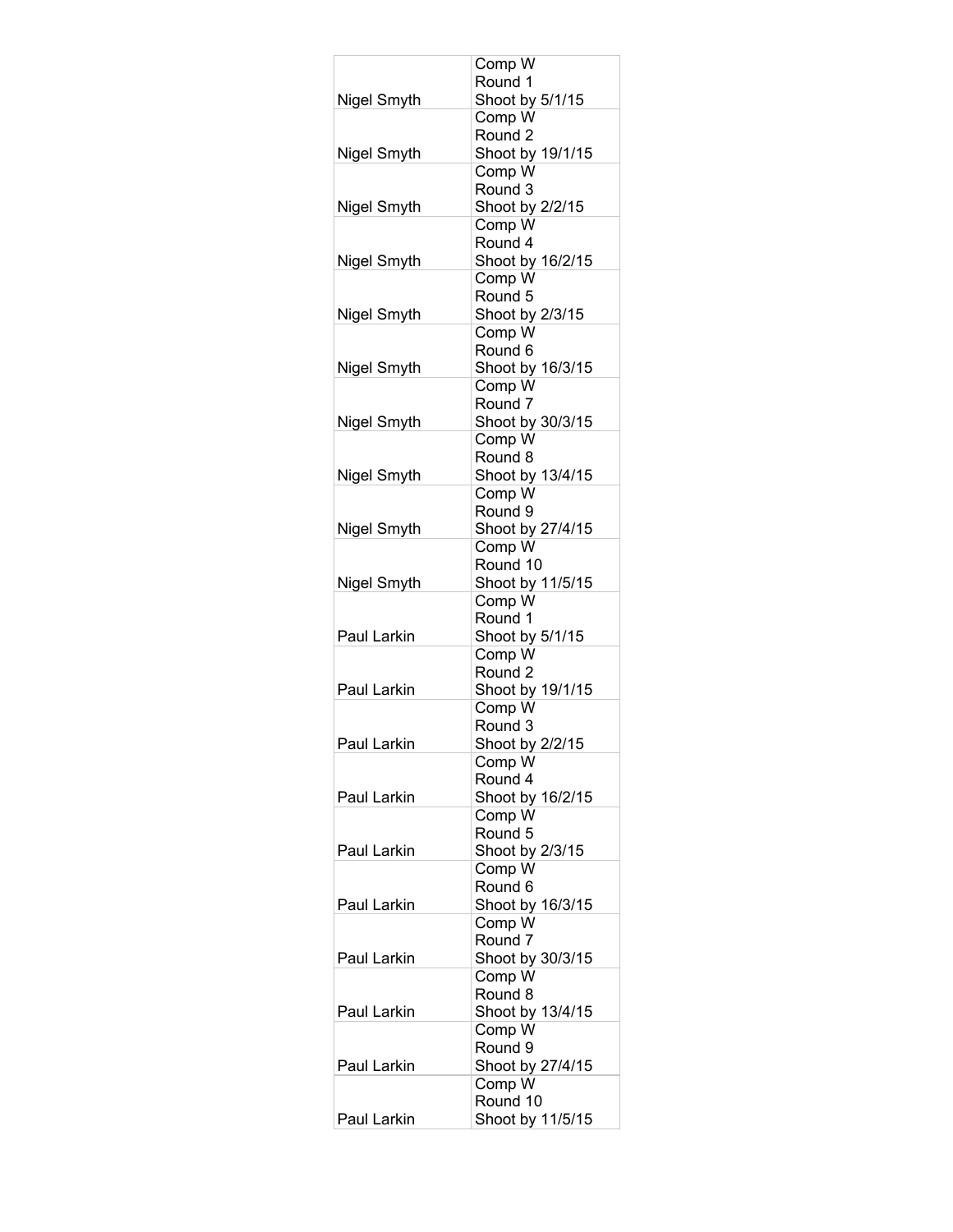| | |
|---|---|
| Nigel Smyth | Comp W<br>Round 1<br>Shoot by 5/1/15 |
| Nigel Smyth | Comp W<br>Round 2<br>Shoot by 19/1/15 |
| Nigel Smyth | Comp W<br>Round 3<br>Shoot by 2/2/15 |
| Nigel Smyth | Comp W<br>Round 4<br>Shoot by 16/2/15 |
| Nigel Smyth | Comp W<br>Round 5<br>Shoot by 2/3/15 |
| Nigel Smyth | Comp W<br>Round 6<br>Shoot by 16/3/15 |
| Nigel Smyth | Comp W<br>Round 7<br>Shoot by 30/3/15 |
| Nigel Smyth | Comp W<br>Round 8<br>Shoot by 13/4/15 |
| Nigel Smyth | Comp W<br>Round 9<br>Shoot by 27/4/15 |
| Nigel Smyth | Comp W<br>Round 10<br>Shoot by 11/5/15 |
| Paul Larkin | Comp W<br>Round 1<br>Shoot by 5/1/15 |
| Paul Larkin | Comp W<br>Round 2<br>Shoot by 19/1/15 |
| Paul Larkin | Comp W<br>Round 3<br>Shoot by 2/2/15 |
| Paul Larkin | Comp W<br>Round 4<br>Shoot by 16/2/15 |
| Paul Larkin | Comp W<br>Round 5<br>Shoot by 2/3/15 |
| Paul Larkin | Comp W<br>Round 6<br>Shoot by 16/3/15 |
| Paul Larkin | Comp W<br>Round 7<br>Shoot by 30/3/15 |
| Paul Larkin | Comp W<br>Round 8<br>Shoot by 13/4/15 |
| Paul Larkin | Comp W<br>Round 9<br>Shoot by 27/4/15 |
| Paul Larkin | Comp W<br>Round 10<br>Shoot by 11/5/15 |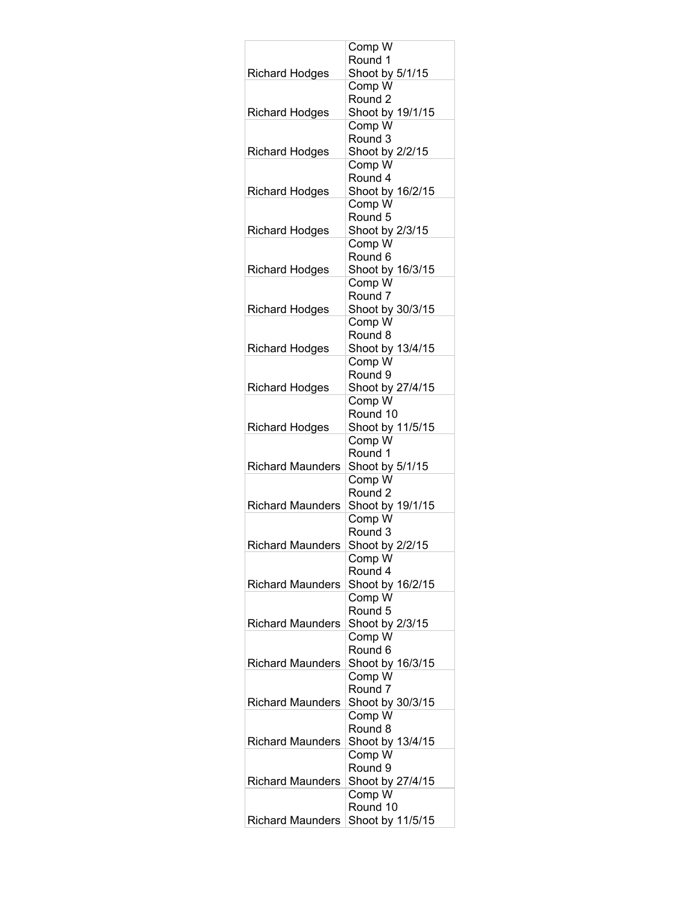| | |
|---|---|
| Richard Hodges | Comp W<br>Round 1<br>Shoot by 5/1/15 |
| Richard Hodges | Comp W<br>Round 2<br>Shoot by 19/1/15 |
| Richard Hodges | Comp W<br>Round 3<br>Shoot by 2/2/15 |
| Richard Hodges | Comp W<br>Round 4<br>Shoot by 16/2/15 |
| Richard Hodges | Comp W<br>Round 5<br>Shoot by 2/3/15 |
| Richard Hodges | Comp W<br>Round 6<br>Shoot by 16/3/15 |
| Richard Hodges | Comp W<br>Round 7<br>Shoot by 30/3/15 |
| Richard Hodges | Comp W<br>Round 8<br>Shoot by 13/4/15 |
| Richard Hodges | Comp W<br>Round 9<br>Shoot by 27/4/15 |
| Richard Hodges | Comp W<br>Round 10<br>Shoot by 11/5/15 |
| Richard Maunders | Comp W<br>Round 1<br>Shoot by 5/1/15 |
| Richard Maunders | Comp W<br>Round 2<br>Shoot by 19/1/15 |
| Richard Maunders | Comp W<br>Round 3<br>Shoot by 2/2/15 |
| Richard Maunders | Comp W<br>Round 4<br>Shoot by 16/2/15 |
| Richard Maunders | Comp W<br>Round 5<br>Shoot by 2/3/15 |
| Richard Maunders | Comp W<br>Round 6<br>Shoot by 16/3/15 |
| Richard Maunders | Comp W<br>Round 7<br>Shoot by 30/3/15 |
| Richard Maunders | Comp W<br>Round 8<br>Shoot by 13/4/15 |
| Richard Maunders | Comp W<br>Round 9<br>Shoot by 27/4/15 |
| Richard Maunders | Comp W<br>Round 10<br>Shoot by 11/5/15 |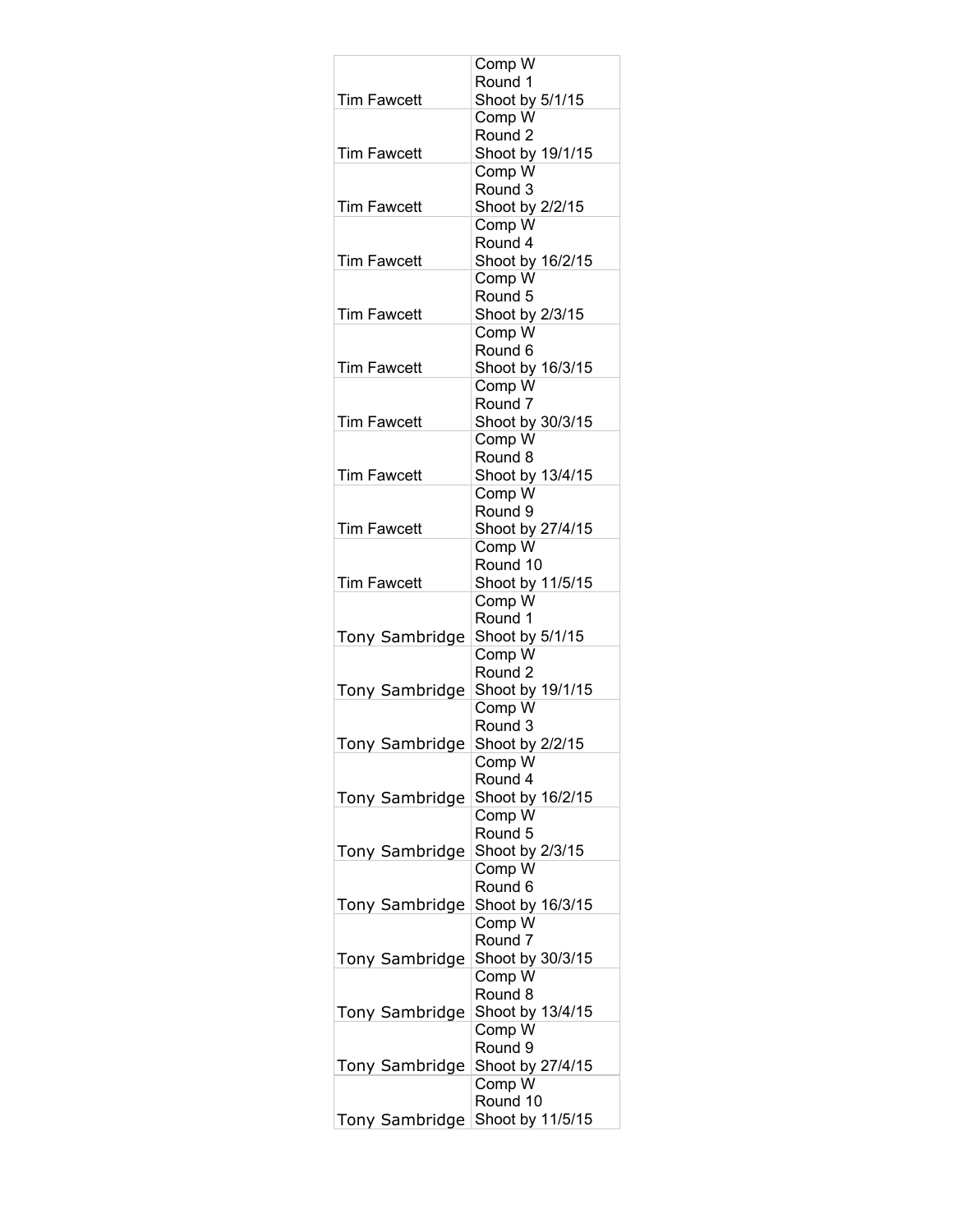| | |
|---|---|
| Tim Fawcett | Comp W<br>Round 1<br>Shoot by 5/1/15 |
| Tim Fawcett | Comp W<br>Round 2<br>Shoot by 19/1/15 |
| Tim Fawcett | Comp W<br>Round 3<br>Shoot by 2/2/15 |
| Tim Fawcett | Comp W<br>Round 4<br>Shoot by 16/2/15 |
| Tim Fawcett | Comp W<br>Round 5<br>Shoot by 2/3/15 |
| Tim Fawcett | Comp W<br>Round 6<br>Shoot by 16/3/15 |
| Tim Fawcett | Comp W<br>Round 7<br>Shoot by 30/3/15 |
| Tim Fawcett | Comp W<br>Round 8<br>Shoot by 13/4/15 |
| Tim Fawcett | Comp W<br>Round 9<br>Shoot by 27/4/15 |
| Tim Fawcett | Comp W<br>Round 10<br>Shoot by 11/5/15 |
| Tony Sambridge | Comp W<br>Round 1<br>Shoot by 5/1/15 |
| Tony Sambridge | Comp W<br>Round 2<br>Shoot by 19/1/15 |
| Tony Sambridge | Comp W<br>Round 3<br>Shoot by 2/2/15 |
| Tony Sambridge | Comp W<br>Round 4<br>Shoot by 16/2/15 |
| Tony Sambridge | Comp W<br>Round 5<br>Shoot by 2/3/15 |
| Tony Sambridge | Comp W<br>Round 6<br>Shoot by 16/3/15 |
| Tony Sambridge | Comp W<br>Round 7<br>Shoot by 30/3/15 |
| Tony Sambridge | Comp W<br>Round 8<br>Shoot by 13/4/15 |
| Tony Sambridge | Comp W<br>Round 9<br>Shoot by 27/4/15 |
| Tony Sambridge | Comp W<br>Round 10<br>Shoot by 11/5/15 |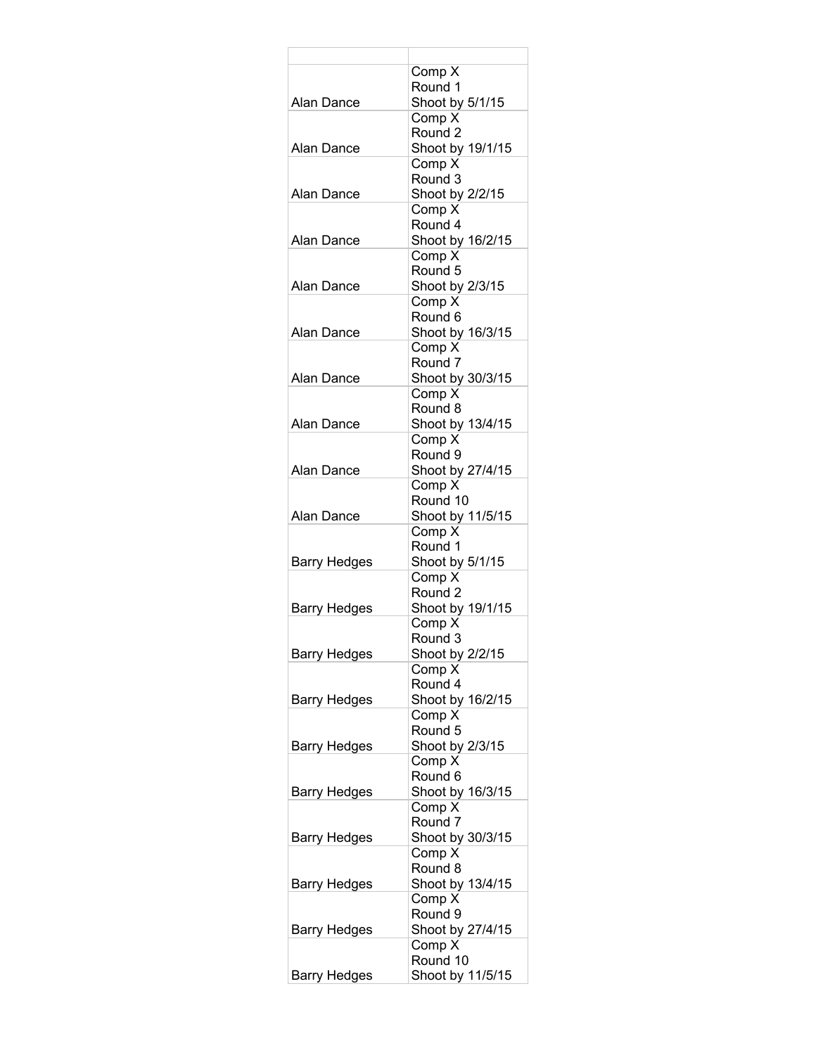| | |
|---|---|
| Alan Dance | Comp X<br>Round 1<br>Shoot by 5/1/15 |
| Alan Dance | Comp X<br>Round 2<br>Shoot by 19/1/15 |
| Alan Dance | Comp X<br>Round 3<br>Shoot by 2/2/15 |
| Alan Dance | Comp X<br>Round 4<br>Shoot by 16/2/15 |
| Alan Dance | Comp X<br>Round 5<br>Shoot by 2/3/15 |
| Alan Dance | Comp X<br>Round 6<br>Shoot by 16/3/15 |
| Alan Dance | Comp X<br>Round 7<br>Shoot by 30/3/15 |
| Alan Dance | Comp X<br>Round 8<br>Shoot by 13/4/15 |
| Alan Dance | Comp X<br>Round 9<br>Shoot by 27/4/15 |
| Alan Dance | Comp X<br>Round 10<br>Shoot by 11/5/15 |
| Barry Hedges | Comp X<br>Round 1<br>Shoot by 5/1/15 |
| Barry Hedges | Comp X<br>Round 2<br>Shoot by 19/1/15 |
| Barry Hedges | Comp X<br>Round 3<br>Shoot by 2/2/15 |
| Barry Hedges | Comp X<br>Round 4<br>Shoot by 16/2/15 |
| Barry Hedges | Comp X<br>Round 5<br>Shoot by 2/3/15 |
| Barry Hedges | Comp X<br>Round 6<br>Shoot by 16/3/15 |
| Barry Hedges | Comp X<br>Round 7<br>Shoot by 30/3/15 |
| Barry Hedges | Comp X<br>Round 8<br>Shoot by 13/4/15 |
| Barry Hedges | Comp X<br>Round 9<br>Shoot by 27/4/15 |
| Barry Hedges | Comp X<br>Round 10<br>Shoot by 11/5/15 |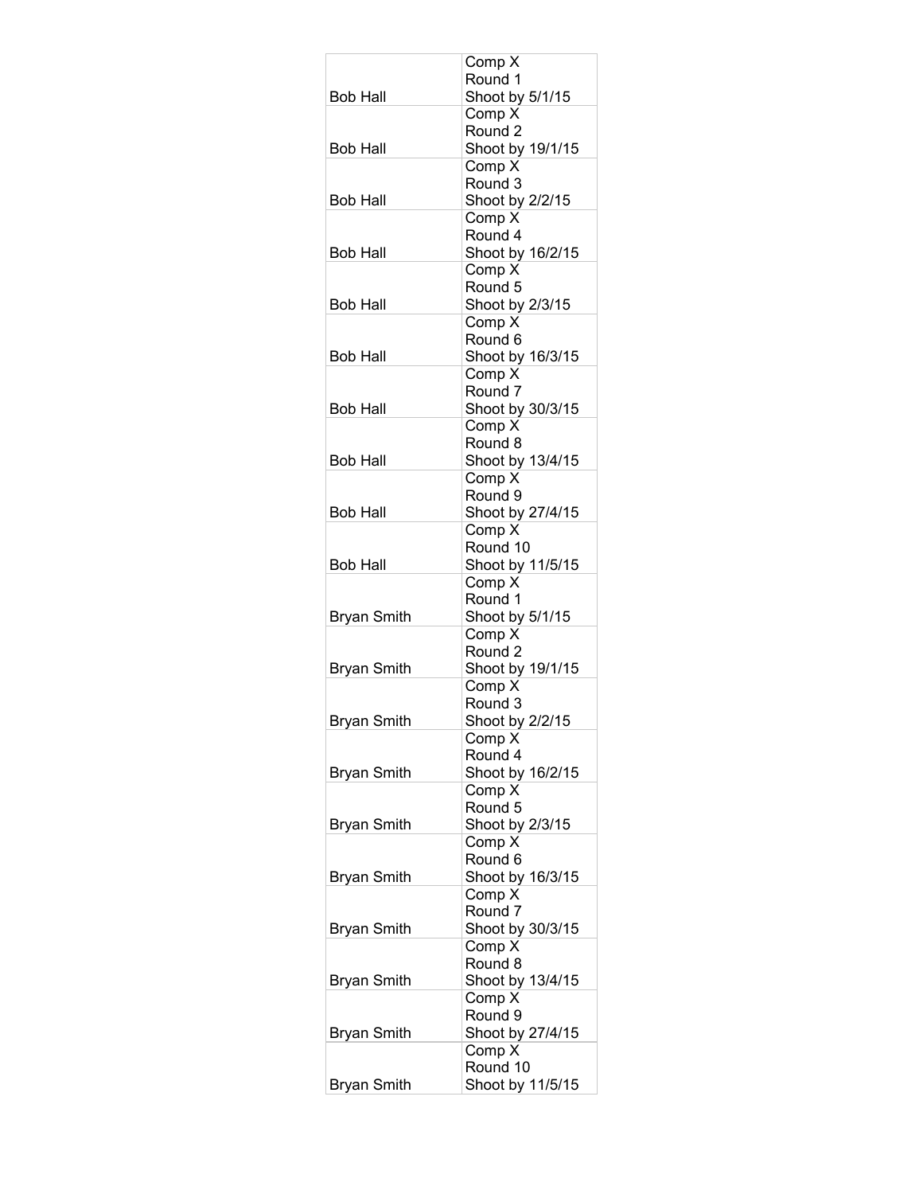| | |
|---|---|
| Bob Hall | Comp X<br>Round 1<br>Shoot by 5/1/15 |
| Bob Hall | Comp X<br>Round 2<br>Shoot by 19/1/15 |
| Bob Hall | Comp X<br>Round 3<br>Shoot by 2/2/15 |
| Bob Hall | Comp X<br>Round 4<br>Shoot by 16/2/15 |
| Bob Hall | Comp X<br>Round 5<br>Shoot by 2/3/15 |
| Bob Hall | Comp X<br>Round 6<br>Shoot by 16/3/15 |
| Bob Hall | Comp X<br>Round 7<br>Shoot by 30/3/15 |
| Bob Hall | Comp X<br>Round 8<br>Shoot by 13/4/15 |
| Bob Hall | Comp X<br>Round 9<br>Shoot by 27/4/15 |
| Bob Hall | Comp X<br>Round 10<br>Shoot by 11/5/15 |
| Bryan Smith | Comp X<br>Round 1<br>Shoot by 5/1/15 |
| Bryan Smith | Comp X<br>Round 2<br>Shoot by 19/1/15 |
| Bryan Smith | Comp X<br>Round 3<br>Shoot by 2/2/15 |
| Bryan Smith | Comp X<br>Round 4<br>Shoot by 16/2/15 |
| Bryan Smith | Comp X<br>Round 5<br>Shoot by 2/3/15 |
| Bryan Smith | Comp X<br>Round 6<br>Shoot by 16/3/15 |
| Bryan Smith | Comp X<br>Round 7<br>Shoot by 30/3/15 |
| Bryan Smith | Comp X<br>Round 8<br>Shoot by 13/4/15 |
| Bryan Smith | Comp X<br>Round 9<br>Shoot by 27/4/15 |
| Bryan Smith | Comp X<br>Round 10<br>Shoot by 11/5/15 |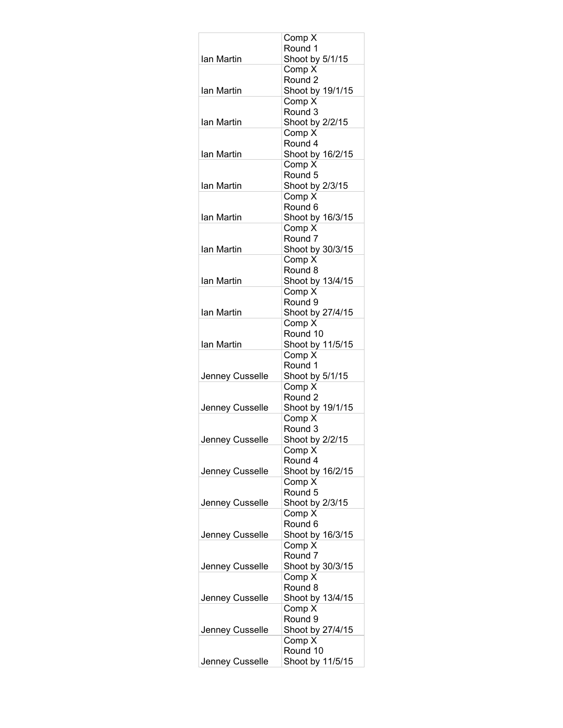| | |
|---|---|
| Ian Martin | Comp X<br>Round 1<br>Shoot by 5/1/15 |
| Ian Martin | Comp X<br>Round 2<br>Shoot by 19/1/15 |
| Ian Martin | Comp X<br>Round 3<br>Shoot by 2/2/15 |
| Ian Martin | Comp X<br>Round 4<br>Shoot by 16/2/15 |
| Ian Martin | Comp X<br>Round 5<br>Shoot by 2/3/15 |
| Ian Martin | Comp X<br>Round 6<br>Shoot by 16/3/15 |
| Ian Martin | Comp X<br>Round 7<br>Shoot by 30/3/15 |
| Ian Martin | Comp X<br>Round 8<br>Shoot by 13/4/15 |
| Ian Martin | Comp X<br>Round 9<br>Shoot by 27/4/15 |
| Ian Martin | Comp X<br>Round 10<br>Shoot by 11/5/15 |
| Jenney Cusselle | Comp X<br>Round 1<br>Shoot by 5/1/15 |
| Jenney Cusselle | Comp X<br>Round 2<br>Shoot by 19/1/15 |
| Jenney Cusselle | Comp X<br>Round 3<br>Shoot by 2/2/15 |
| Jenney Cusselle | Comp X<br>Round 4<br>Shoot by 16/2/15 |
| Jenney Cusselle | Comp X<br>Round 5<br>Shoot by 2/3/15 |
| Jenney Cusselle | Comp X<br>Round 6<br>Shoot by 16/3/15 |
| Jenney Cusselle | Comp X<br>Round 7<br>Shoot by 30/3/15 |
| Jenney Cusselle | Comp X<br>Round 8<br>Shoot by 13/4/15 |
| Jenney Cusselle | Comp X<br>Round 9<br>Shoot by 27/4/15 |
| Jenney Cusselle | Comp X<br>Round 10<br>Shoot by 11/5/15 |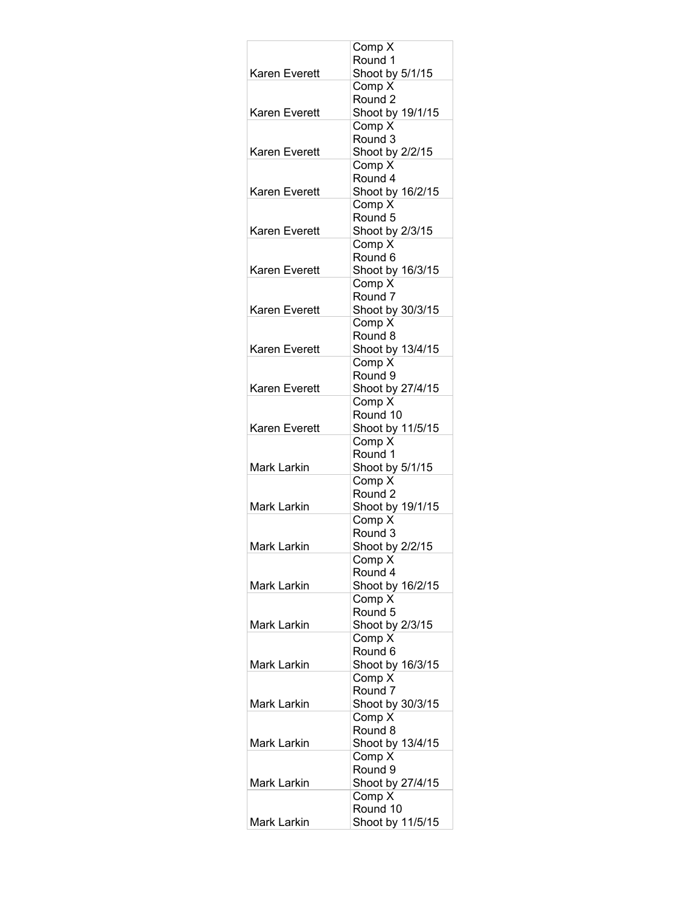| | |
|---|---|
| Karen Everett | Comp X<br>Round 1<br>Shoot by 5/1/15 |
| Karen Everett | Comp X<br>Round 2<br>Shoot by 19/1/15 |
| Karen Everett | Comp X<br>Round 3<br>Shoot by 2/2/15 |
| Karen Everett | Comp X<br>Round 4<br>Shoot by 16/2/15 |
| Karen Everett | Comp X<br>Round 5<br>Shoot by 2/3/15 |
| Karen Everett | Comp X<br>Round 6<br>Shoot by 16/3/15 |
| Karen Everett | Comp X<br>Round 7<br>Shoot by 30/3/15 |
| Karen Everett | Comp X<br>Round 8<br>Shoot by 13/4/15 |
| Karen Everett | Comp X<br>Round 9<br>Shoot by 27/4/15 |
| Karen Everett | Comp X<br>Round 10<br>Shoot by 11/5/15 |
| Mark Larkin | Comp X<br>Round 1<br>Shoot by 5/1/15 |
| Mark Larkin | Comp X<br>Round 2<br>Shoot by 19/1/15 |
| Mark Larkin | Comp X<br>Round 3<br>Shoot by 2/2/15 |
| Mark Larkin | Comp X<br>Round 4<br>Shoot by 16/2/15 |
| Mark Larkin | Comp X<br>Round 5<br>Shoot by 2/3/15 |
| Mark Larkin | Comp X<br>Round 6<br>Shoot by 16/3/15 |
| Mark Larkin | Comp X<br>Round 7<br>Shoot by 30/3/15 |
| Mark Larkin | Comp X<br>Round 8<br>Shoot by 13/4/15 |
| Mark Larkin | Comp X<br>Round 9<br>Shoot by 27/4/15 |
| Mark Larkin | Comp X<br>Round 10<br>Shoot by 11/5/15 |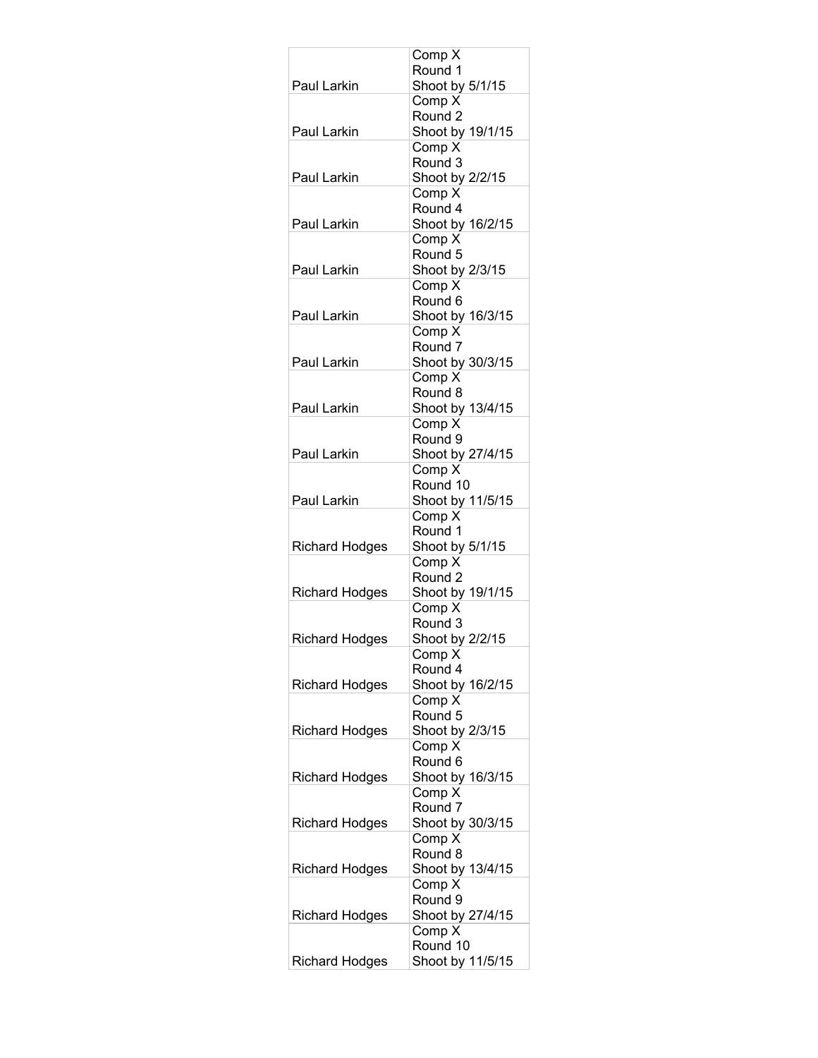| | |
|---|---|
| Paul Larkin | Comp X<br>Round 1<br>Shoot by 5/1/15 |
| Paul Larkin | Comp X<br>Round 2<br>Shoot by 19/1/15 |
| Paul Larkin | Comp X<br>Round 3<br>Shoot by 2/2/15 |
| Paul Larkin | Comp X<br>Round 4<br>Shoot by 16/2/15 |
| Paul Larkin | Comp X<br>Round 5<br>Shoot by 2/3/15 |
| Paul Larkin | Comp X<br>Round 6<br>Shoot by 16/3/15 |
| Paul Larkin | Comp X<br>Round 7<br>Shoot by 30/3/15 |
| Paul Larkin | Comp X<br>Round 8<br>Shoot by 13/4/15 |
| Paul Larkin | Comp X<br>Round 9<br>Shoot by 27/4/15 |
| Paul Larkin | Comp X<br>Round 10<br>Shoot by 11/5/15 |
| Richard Hodges | Comp X<br>Round 1<br>Shoot by 5/1/15 |
| Richard Hodges | Comp X<br>Round 2<br>Shoot by 19/1/15 |
| Richard Hodges | Comp X<br>Round 3<br>Shoot by 2/2/15 |
| Richard Hodges | Comp X<br>Round 4<br>Shoot by 16/2/15 |
| Richard Hodges | Comp X<br>Round 5<br>Shoot by 2/3/15 |
| Richard Hodges | Comp X<br>Round 6<br>Shoot by 16/3/15 |
| Richard Hodges | Comp X<br>Round 7<br>Shoot by 30/3/15 |
| Richard Hodges | Comp X<br>Round 8<br>Shoot by 13/4/15 |
| Richard Hodges | Comp X<br>Round 9<br>Shoot by 27/4/15 |
| Richard Hodges | Comp X<br>Round 10<br>Shoot by 11/5/15 |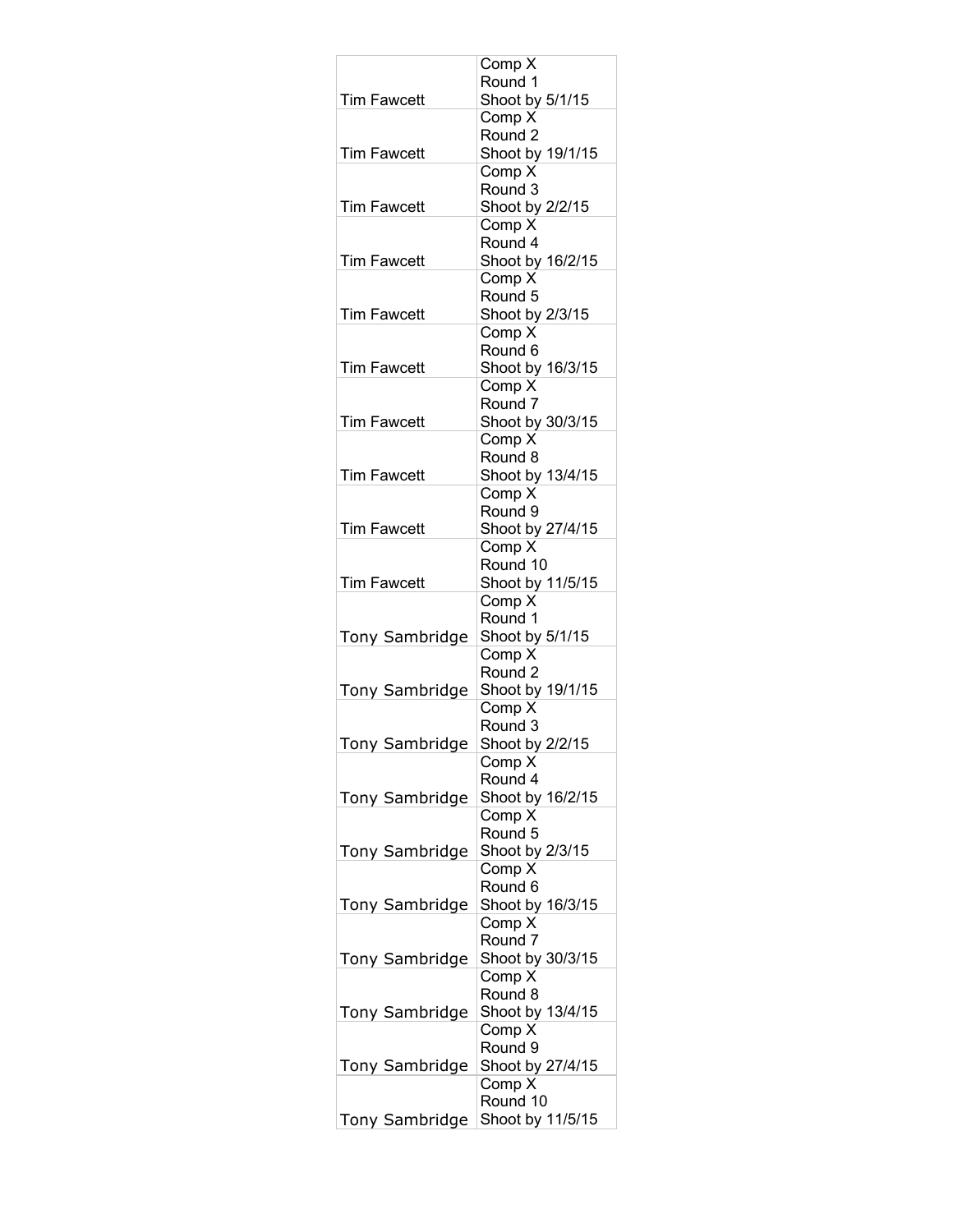| | |
|---|---|
| Tim Fawcett | Comp X<br>Round 1<br>Shoot by 5/1/15 |
| Tim Fawcett | Comp X<br>Round 2<br>Shoot by 19/1/15 |
| Tim Fawcett | Comp X<br>Round 3<br>Shoot by 2/2/15 |
| Tim Fawcett | Comp X<br>Round 4<br>Shoot by 16/2/15 |
| Tim Fawcett | Comp X<br>Round 5<br>Shoot by 2/3/15 |
| Tim Fawcett | Comp X<br>Round 6<br>Shoot by 16/3/15 |
| Tim Fawcett | Comp X<br>Round 7<br>Shoot by 30/3/15 |
| Tim Fawcett | Comp X<br>Round 8<br>Shoot by 13/4/15 |
| Tim Fawcett | Comp X<br>Round 9<br>Shoot by 27/4/15 |
| Tim Fawcett | Comp X<br>Round 10<br>Shoot by 11/5/15 |
| Tony Sambridge | Comp X<br>Round 1<br>Shoot by 5/1/15 |
| Tony Sambridge | Comp X<br>Round 2<br>Shoot by 19/1/15 |
| Tony Sambridge | Comp X<br>Round 3<br>Shoot by 2/2/15 |
| Tony Sambridge | Comp X<br>Round 4<br>Shoot by 16/2/15 |
| Tony Sambridge | Comp X<br>Round 5<br>Shoot by 2/3/15 |
| Tony Sambridge | Comp X<br>Round 6<br>Shoot by 16/3/15 |
| Tony Sambridge | Comp X<br>Round 7<br>Shoot by 30/3/15 |
| Tony Sambridge | Comp X<br>Round 8<br>Shoot by 13/4/15 |
| Tony Sambridge | Comp X<br>Round 9<br>Shoot by 27/4/15 |
| Tony Sambridge | Comp X<br>Round 10<br>Shoot by 11/5/15 |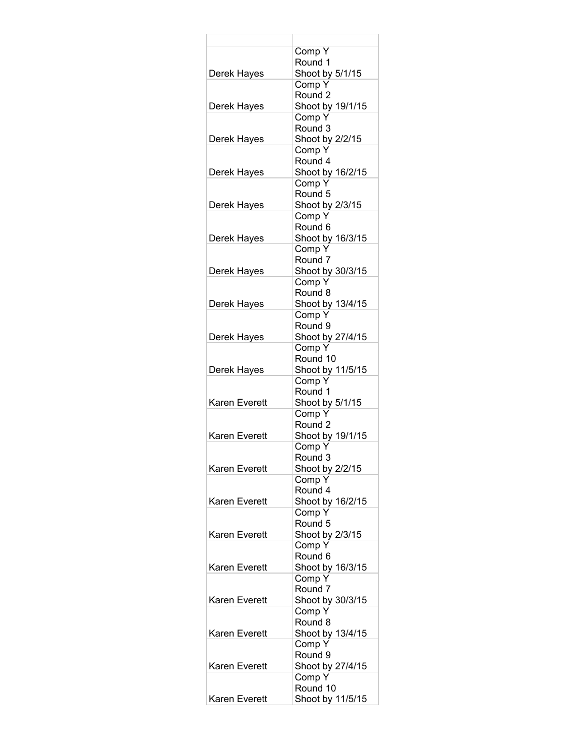| | |
|---|---|
| Derek Hayes | Comp Y<br>Round 1<br>Shoot by 5/1/15 |
| Derek Hayes | Comp Y<br>Round 2<br>Shoot by 19/1/15 |
| Derek Hayes | Comp Y<br>Round 3<br>Shoot by 2/2/15 |
| Derek Hayes | Comp Y<br>Round 4<br>Shoot by 16/2/15 |
| Derek Hayes | Comp Y<br>Round 5<br>Shoot by 2/3/15 |
| Derek Hayes | Comp Y<br>Round 6<br>Shoot by 16/3/15 |
| Derek Hayes | Comp Y<br>Round 7<br>Shoot by 30/3/15 |
| Derek Hayes | Comp Y<br>Round 8<br>Shoot by 13/4/15 |
| Derek Hayes | Comp Y<br>Round 9<br>Shoot by 27/4/15 |
| Derek Hayes | Comp Y<br>Round 10<br>Shoot by 11/5/15 |
| Karen Everett | Comp Y<br>Round 1<br>Shoot by 5/1/15 |
| Karen Everett | Comp Y<br>Round 2<br>Shoot by 19/1/15 |
| Karen Everett | Comp Y<br>Round 3<br>Shoot by 2/2/15 |
| Karen Everett | Comp Y<br>Round 4<br>Shoot by 16/2/15 |
| Karen Everett | Comp Y<br>Round 5<br>Shoot by 2/3/15 |
| Karen Everett | Comp Y<br>Round 6<br>Shoot by 16/3/15 |
| Karen Everett | Comp Y<br>Round 7<br>Shoot by 30/3/15 |
| Karen Everett | Comp Y<br>Round 8<br>Shoot by 13/4/15 |
| Karen Everett | Comp Y<br>Round 9<br>Shoot by 27/4/15 |
| Karen Everett | Comp Y<br>Round 10<br>Shoot by 11/5/15 |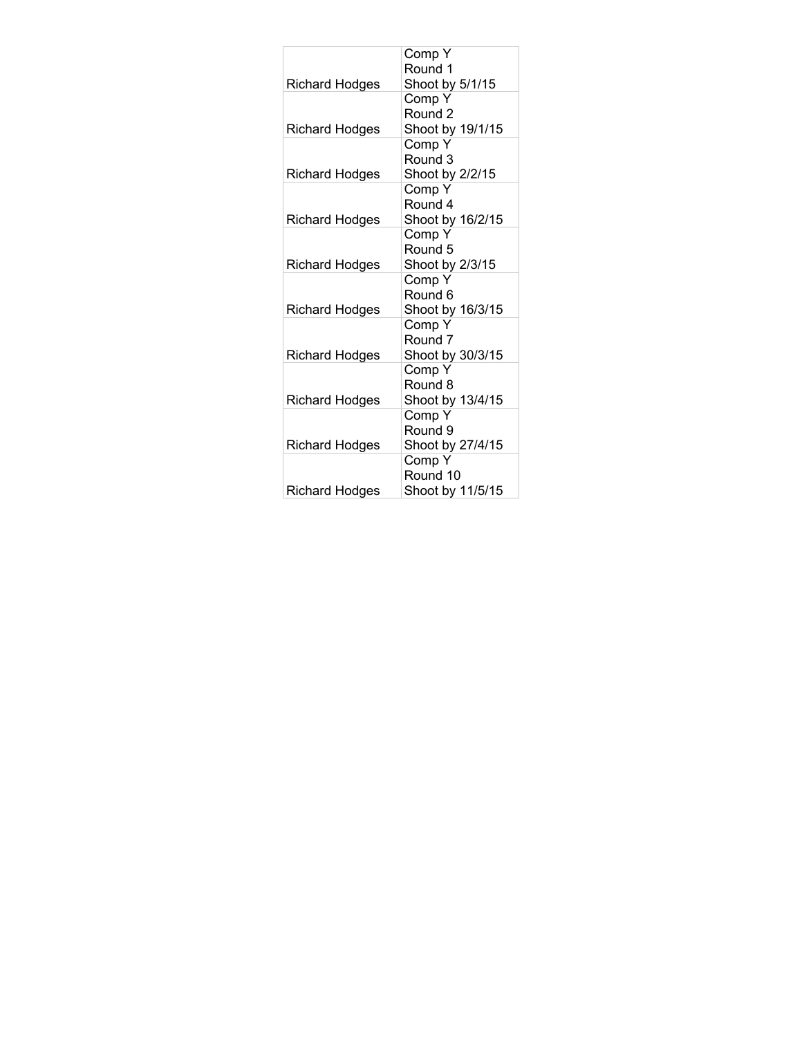| | |
|---|---|
| Richard Hodges | Comp Y<br>Round 1<br>Shoot by 5/1/15 |
| Richard Hodges | Comp Y<br>Round 2<br>Shoot by 19/1/15 |
| Richard Hodges | Comp Y<br>Round 3<br>Shoot by 2/2/15 |
| Richard Hodges | Comp Y<br>Round 4<br>Shoot by 16/2/15 |
| Richard Hodges | Comp Y<br>Round 5<br>Shoot by 2/3/15 |
| Richard Hodges | Comp Y<br>Round 6<br>Shoot by 16/3/15 |
| Richard Hodges | Comp Y<br>Round 7<br>Shoot by 30/3/15 |
| Richard Hodges | Comp Y<br>Round 8<br>Shoot by 13/4/15 |
| Richard Hodges | Comp Y<br>Round 9<br>Shoot by 27/4/15 |
| Richard Hodges | Comp Y<br>Round 10<br>Shoot by 11/5/15 |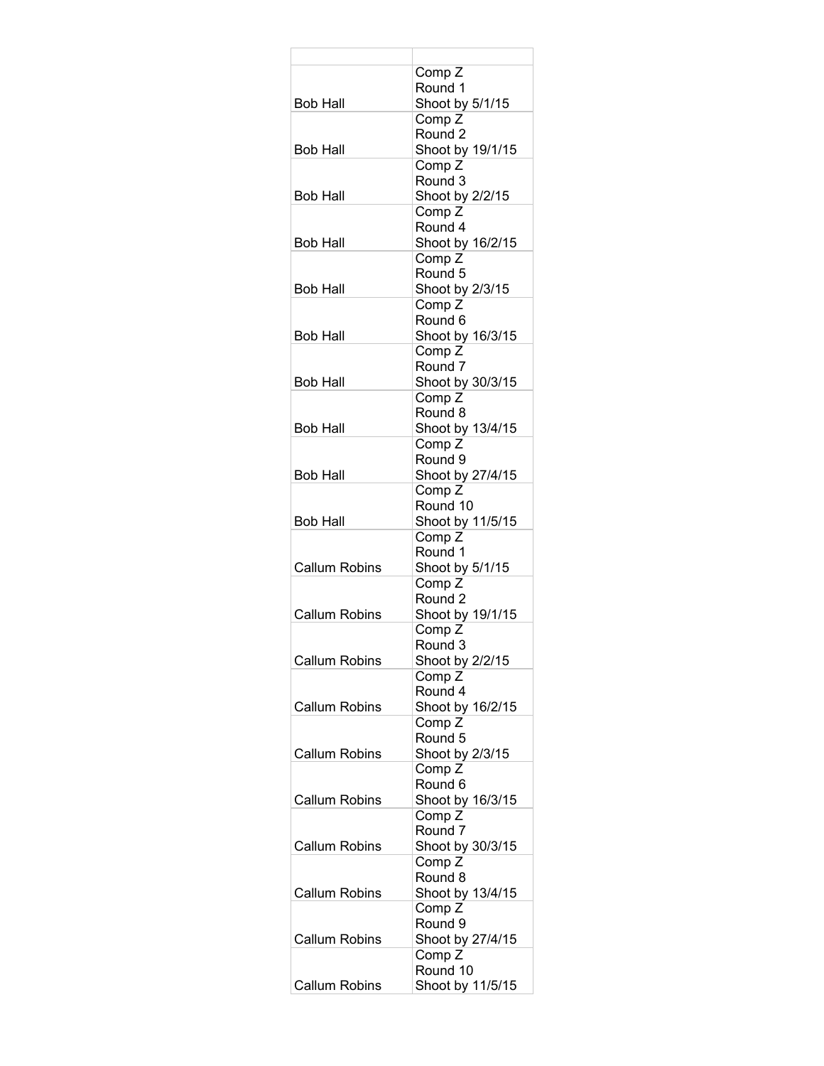| | |
|---|---|
| Bob Hall | Comp Z<br>Round 1<br>Shoot by 5/1/15 |
| Bob Hall | Comp Z<br>Round 2<br>Shoot by 19/1/15 |
| Bob Hall | Comp Z<br>Round 3<br>Shoot by 2/2/15 |
| Bob Hall | Comp Z<br>Round 4<br>Shoot by 16/2/15 |
| Bob Hall | Comp Z<br>Round 5<br>Shoot by 2/3/15 |
| Bob Hall | Comp Z<br>Round 6<br>Shoot by 16/3/15 |
| Bob Hall | Comp Z<br>Round 7<br>Shoot by 30/3/15 |
| Bob Hall | Comp Z<br>Round 8<br>Shoot by 13/4/15 |
| Bob Hall | Comp Z<br>Round 9<br>Shoot by 27/4/15 |
| Bob Hall | Comp Z<br>Round 10<br>Shoot by 11/5/15 |
| Callum Robins | Comp Z<br>Round 1<br>Shoot by 5/1/15 |
| Callum Robins | Comp Z<br>Round 2<br>Shoot by 19/1/15 |
| Callum Robins | Comp Z<br>Round 3<br>Shoot by 2/2/15 |
| Callum Robins | Comp Z<br>Round 4<br>Shoot by 16/2/15 |
| Callum Robins | Comp Z<br>Round 5<br>Shoot by 2/3/15 |
| Callum Robins | Comp Z<br>Round 6<br>Shoot by 16/3/15 |
| Callum Robins | Comp Z<br>Round 7<br>Shoot by 30/3/15 |
| Callum Robins | Comp Z<br>Round 8<br>Shoot by 13/4/15 |
| Callum Robins | Comp Z<br>Round 9<br>Shoot by 27/4/15 |
| Callum Robins | Comp Z<br>Round 10<br>Shoot by 11/5/15 |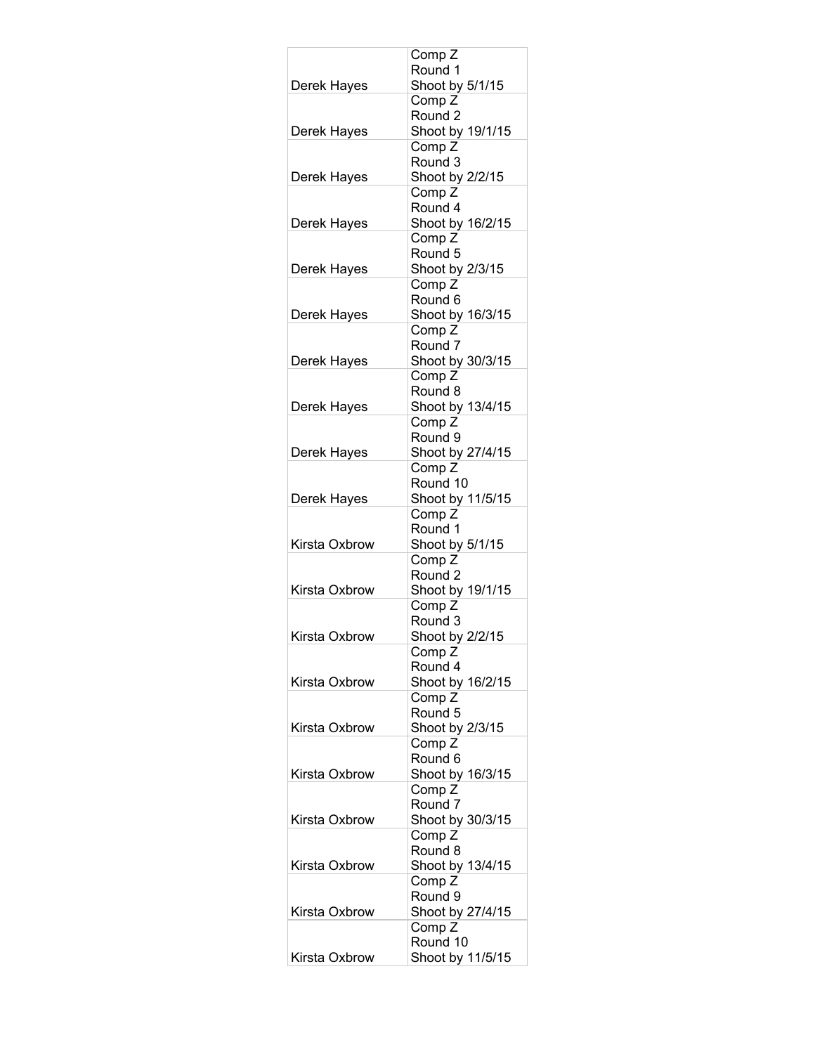| | |
|---|---|
| Derek Hayes | Comp Z<br>Round 1<br>Shoot by 5/1/15 |
| Derek Hayes | Comp Z<br>Round 2<br>Shoot by 19/1/15 |
| Derek Hayes | Comp Z<br>Round 3<br>Shoot by 2/2/15 |
| Derek Hayes | Comp Z<br>Round 4<br>Shoot by 16/2/15 |
| Derek Hayes | Comp Z<br>Round 5<br>Shoot by 2/3/15 |
| Derek Hayes | Comp Z<br>Round 6<br>Shoot by 16/3/15 |
| Derek Hayes | Comp Z<br>Round 7<br>Shoot by 30/3/15 |
| Derek Hayes | Comp Z<br>Round 8<br>Shoot by 13/4/15 |
| Derek Hayes | Comp Z<br>Round 9<br>Shoot by 27/4/15 |
| Derek Hayes | Comp Z<br>Round 10<br>Shoot by 11/5/15 |
| Kirsta Oxbrow | Comp Z<br>Round 1<br>Shoot by 5/1/15 |
| Kirsta Oxbrow | Comp Z<br>Round 2<br>Shoot by 19/1/15 |
| Kirsta Oxbrow | Comp Z<br>Round 3<br>Shoot by 2/2/15 |
| Kirsta Oxbrow | Comp Z<br>Round 4<br>Shoot by 16/2/15 |
| Kirsta Oxbrow | Comp Z<br>Round 5<br>Shoot by 2/3/15 |
| Kirsta Oxbrow | Comp Z<br>Round 6<br>Shoot by 16/3/15 |
| Kirsta Oxbrow | Comp Z<br>Round 7<br>Shoot by 30/3/15 |
| Kirsta Oxbrow | Comp Z<br>Round 8<br>Shoot by 13/4/15 |
| Kirsta Oxbrow | Comp Z<br>Round 9<br>Shoot by 27/4/15 |
| Kirsta Oxbrow | Comp Z<br>Round 10<br>Shoot by 11/5/15 |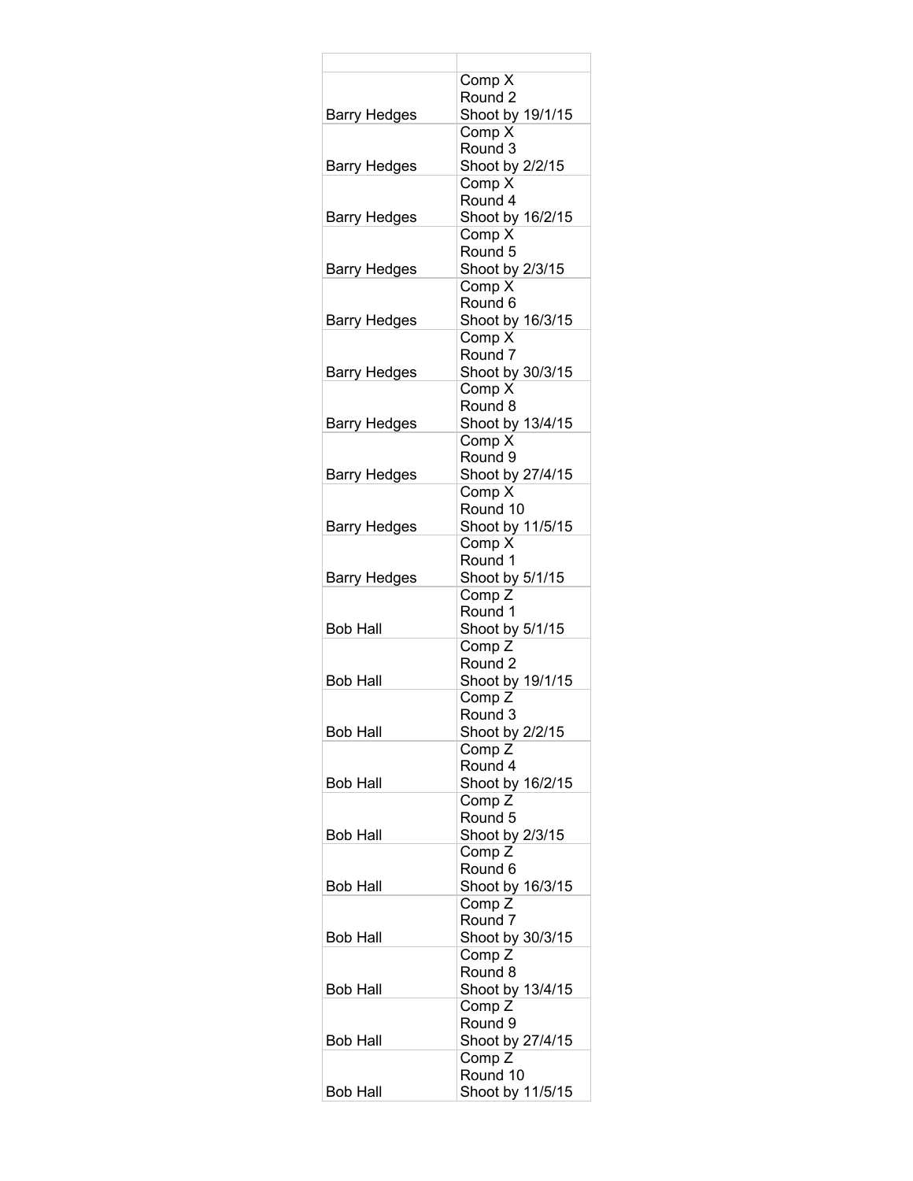| | |
|---|---|
| Barry Hedges | Comp X<br>Round 2<br>Shoot by 19/1/15 |
| Barry Hedges | Comp X<br>Round 3<br>Shoot by 2/2/15 |
| Barry Hedges | Comp X<br>Round 4<br>Shoot by 16/2/15 |
| Barry Hedges | Comp X<br>Round 5<br>Shoot by 2/3/15 |
| Barry Hedges | Comp X<br>Round 6<br>Shoot by 16/3/15 |
| Barry Hedges | Comp X<br>Round 7<br>Shoot by 30/3/15 |
| Barry Hedges | Comp X<br>Round 8<br>Shoot by 13/4/15 |
| Barry Hedges | Comp X<br>Round 9<br>Shoot by 27/4/15 |
| Barry Hedges | Comp X<br>Round 10<br>Shoot by 11/5/15 |
| Barry Hedges | Comp X<br>Round 1<br>Shoot by 5/1/15 |
| Bob Hall | Comp Z<br>Round 1<br>Shoot by 5/1/15 |
| Bob Hall | Comp Z<br>Round 2<br>Shoot by 19/1/15 |
| Bob Hall | Comp Z<br>Round 3<br>Shoot by 2/2/15 |
| Bob Hall | Comp Z<br>Round 4<br>Shoot by 16/2/15 |
| Bob Hall | Comp Z<br>Round 5<br>Shoot by 2/3/15 |
| Bob Hall | Comp Z<br>Round 6<br>Shoot by 16/3/15 |
| Bob Hall | Comp Z<br>Round 7<br>Shoot by 30/3/15 |
| Bob Hall | Comp Z<br>Round 8<br>Shoot by 13/4/15 |
| Bob Hall | Comp Z<br>Round 9<br>Shoot by 27/4/15 |
| Bob Hall | Comp Z<br>Round 10<br>Shoot by 11/5/15 |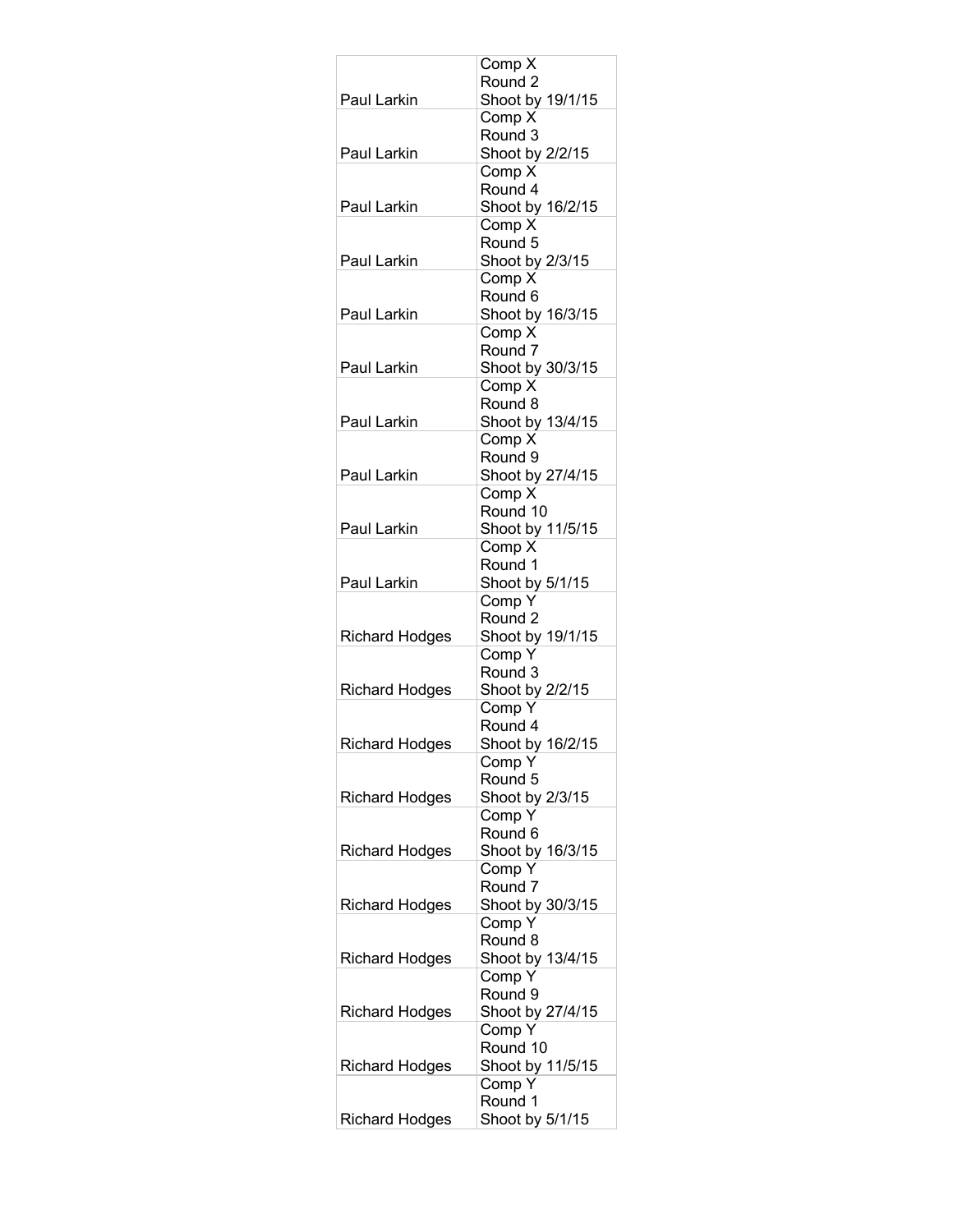| | |
|---|---|
| Paul Larkin | Comp X<br>Round 2<br>Shoot by 19/1/15 |
| Paul Larkin | Comp X<br>Round 3<br>Shoot by 2/2/15 |
| Paul Larkin | Comp X<br>Round 4<br>Shoot by 16/2/15 |
| Paul Larkin | Comp X<br>Round 5<br>Shoot by 2/3/15 |
| Paul Larkin | Comp X<br>Round 6<br>Shoot by 16/3/15 |
| Paul Larkin | Comp X<br>Round 7<br>Shoot by 30/3/15 |
| Paul Larkin | Comp X<br>Round 8<br>Shoot by 13/4/15 |
| Paul Larkin | Comp X<br>Round 9<br>Shoot by 27/4/15 |
| Paul Larkin | Comp X<br>Round 10<br>Shoot by 11/5/15 |
| Paul Larkin | Comp X<br>Round 1<br>Shoot by 5/1/15 |
| Richard Hodges | Comp Y<br>Round 2<br>Shoot by 19/1/15 |
| Richard Hodges | Comp Y<br>Round 3<br>Shoot by 2/2/15 |
| Richard Hodges | Comp Y<br>Round 4<br>Shoot by 16/2/15 |
| Richard Hodges | Comp Y<br>Round 5<br>Shoot by 2/3/15 |
| Richard Hodges | Comp Y<br>Round 6<br>Shoot by 16/3/15 |
| Richard Hodges | Comp Y<br>Round 7<br>Shoot by 30/3/15 |
| Richard Hodges | Comp Y<br>Round 8<br>Shoot by 13/4/15 |
| Richard Hodges | Comp Y<br>Round 9<br>Shoot by 27/4/15 |
| Richard Hodges | Comp Y<br>Round 10<br>Shoot by 11/5/15 |
| Richard Hodges | Comp Y<br>Round 1<br>Shoot by 5/1/15 |